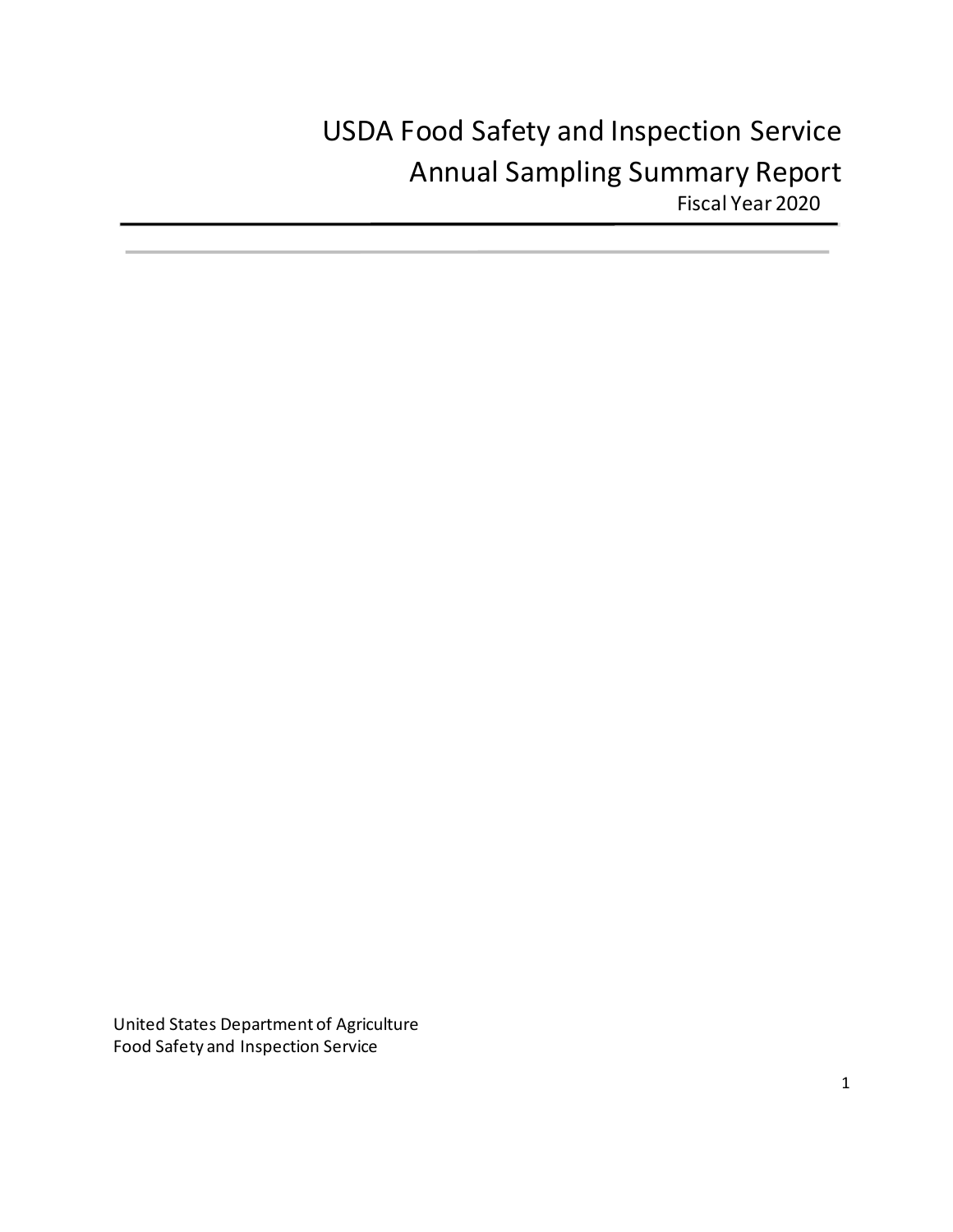# USDA Food Safety and Inspection Service
# Annual Sampling Summary Report
Fiscal Year 2020

United States Department of Agriculture
Food Safety and Inspection Service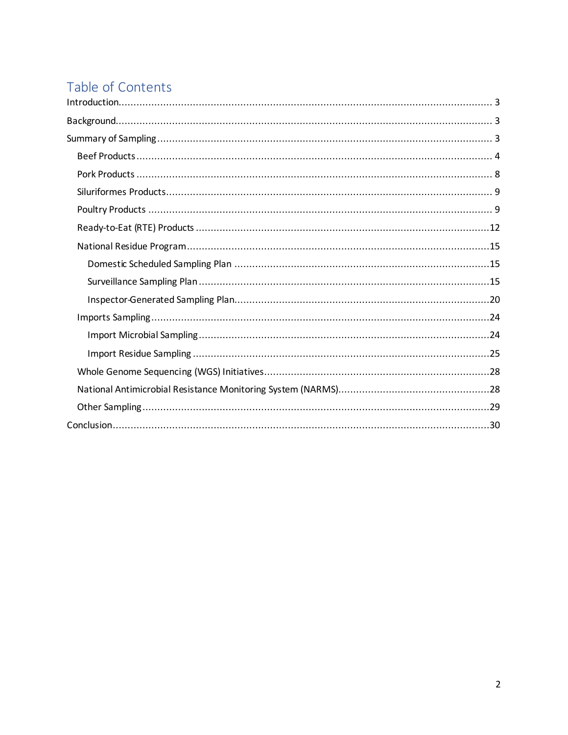## Table of Contents

- Introduction ... 3
- Background ... 3
- Summary of Sampling ... 3
  - Beef Products ... 4
  - Pork Products ... 8
  - Siluriformes Products ... 9
  - Poultry Products ... 9
  - Ready-to-Eat (RTE) Products ... 12
  - National Residue Program ... 15
    - Domestic Scheduled Sampling Plan ... 15
    - Surveillance Sampling Plan ... 15
    - Inspector-Generated Sampling Plan ... 20
  - Imports Sampling ... 24
    - Import Microbial Sampling ... 24
    - Import Residue Sampling ... 25
  - Whole Genome Sequencing (WGS) Initiatives ... 28
  - National Antimicrobial Resistance Monitoring System (NARMS) ... 28
  - Other Sampling ... 29
- Conclusion ... 30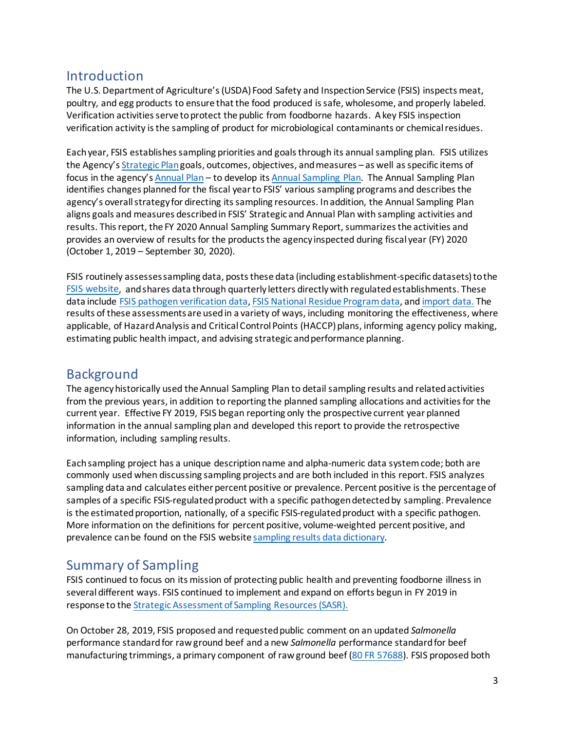## Introduction

The U.S. Department of Agriculture's (USDA) Food Safety and Inspection Service (FSIS) inspects meat, poultry, and egg products to ensure that the food produced is safe, wholesome, and properly labeled. Verification activities serve to protect the public from foodborne hazards. A key FSIS inspection verification activity is the sampling of product for microbiological contaminants or chemical residues.

Each year, FSIS establishes sampling priorities and goals through its annual sampling plan. FSIS utilizes the Agency's Strategic Plan goals, outcomes, objectives, and measures – as well as specific items of focus in the agency's Annual Plan – to develop its Annual Sampling Plan. The Annual Sampling Plan identifies changes planned for the fiscal year to FSIS' various sampling programs and describes the agency's overall strategy for directing its sampling resources. In addition, the Annual Sampling Plan aligns goals and measures described in FSIS' Strategic and Annual Plan with sampling activities and results. This report, the FY 2020 Annual Sampling Summary Report, summarizes the activities and provides an overview of results for the products the agency inspected during fiscal year (FY) 2020 (October 1, 2019 – September 30, 2020).

FSIS routinely assesses sampling data, posts these data (including establishment-specific datasets) to the FSIS website, and shares data through quarterly letters directly with regulated establishments. These data include FSIS pathogen verification data, FSIS National Residue Program data, and import data. The results of these assessments are used in a variety of ways, including monitoring the effectiveness, where applicable, of Hazard Analysis and Critical Control Points (HACCP) plans, informing agency policy making, estimating public health impact, and advising strategic and performance planning.

## Background

The agency historically used the Annual Sampling Plan to detail sampling results and related activities from the previous years, in addition to reporting the planned sampling allocations and activities for the current year. Effective FY 2019, FSIS began reporting only the prospective current year planned information in the annual sampling plan and developed this report to provide the retrospective information, including sampling results.

Each sampling project has a unique description name and alpha-numeric data system code; both are commonly used when discussing sampling projects and are both included in this report. FSIS analyzes sampling data and calculates either percent positive or prevalence. Percent positive is the percentage of samples of a specific FSIS-regulated product with a specific pathogen detected by sampling. Prevalence is the estimated proportion, nationally, of a specific FSIS-regulated product with a specific pathogen. More information on the definitions for percent positive, volume-weighted percent positive, and prevalence can be found on the FSIS website sampling results data dictionary.

## Summary of Sampling

FSIS continued to focus on its mission of protecting public health and preventing foodborne illness in several different ways. FSIS continued to implement and expand on efforts begun in FY 2019 in response to the Strategic Assessment of Sampling Resources (SASR).

On October 28, 2019, FSIS proposed and requested public comment on an updated *Salmonella* performance standard for raw ground beef and a new *Salmonella* performance standard for beef manufacturing trimmings, a primary component of raw ground beef (80 FR 57688). FSIS proposed both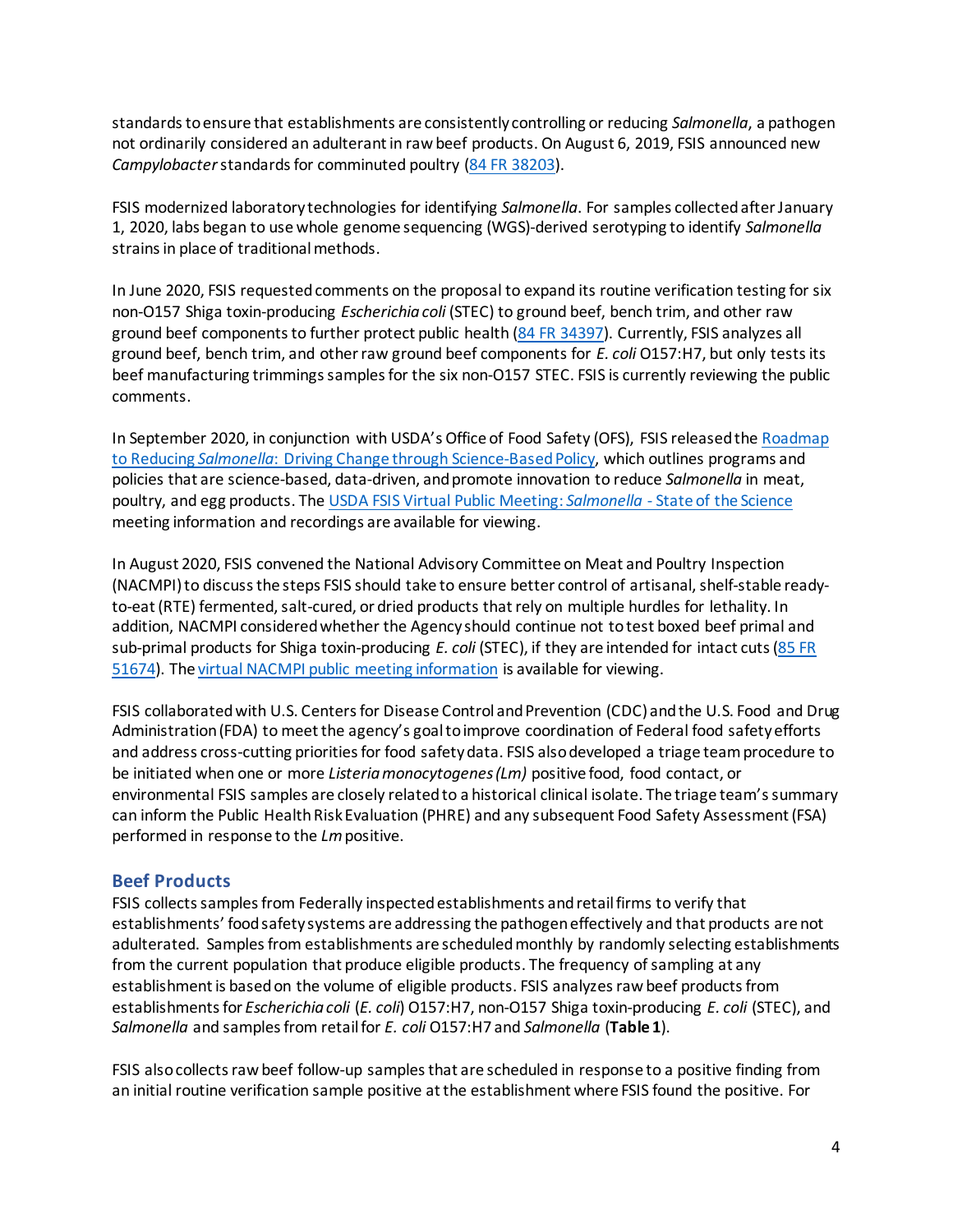standards to ensure that establishments are consistently controlling or reducing *Salmonella*, a pathogen not ordinarily considered an adulterant in raw beef products. On August 6, 2019, FSIS announced new *Campylobacter* standards for comminuted poultry ([84 FR 38203](84 FR 38203)).

FSIS modernized laboratory technologies for identifying *Salmonella*. For samples collected after January 1, 2020, labs began to use whole genome sequencing (WGS)-derived serotyping to identify *Salmonella* strains in place of traditional methods.

In June 2020, FSIS requested comments on the proposal to expand its routine verification testing for six non-O157 Shiga toxin-producing *Escherichia coli* (STEC) to ground beef, bench trim, and other raw ground beef components to further protect public health ([84 FR 34397](84 FR 34397)). Currently, FSIS analyzes all ground beef, bench trim, and other raw ground beef components for *E. coli* O157:H7, but only tests its beef manufacturing trimmings samples for the six non-O157 STEC. FSIS is currently reviewing the public comments.

In September 2020, in conjunction with USDA's Office of Food Safety (OFS), FSIS released the [Roadmap to Reducing *Salmonella*: Driving Change through Science-Based Policy](Roadmap to Reducing Salmonella: Driving Change through Science-Based Policy), which outlines programs and policies that are science-based, data-driven, and promote innovation to reduce *Salmonella* in meat, poultry, and egg products. The [USDA FSIS Virtual Public Meeting: *Salmonella* - State of the Science](USDA FSIS Virtual Public Meeting: Salmonella - State of the Science) meeting information and recordings are available for viewing.

In August 2020, FSIS convened the National Advisory Committee on Meat and Poultry Inspection (NACMPI) to discuss the steps FSIS should take to ensure better control of artisanal, shelf-stable ready-to-eat (RTE) fermented, salt-cured, or dried products that rely on multiple hurdles for lethality. In addition, NACMPI considered whether the Agency should continue not to test boxed beef primal and sub-primal products for Shiga toxin-producing *E. coli* (STEC), if they are intended for intact cuts ([85 FR 51674](85 FR 51674)). The [virtual NACMPI public meeting information](virtual NACMPI public meeting information) is available for viewing.

FSIS collaborated with U.S. Centers for Disease Control and Prevention (CDC) and the U.S. Food and Drug Administration (FDA) to meet the agency's goal to improve coordination of Federal food safety efforts and address cross-cutting priorities for food safety data. FSIS also developed a triage team procedure to be initiated when one or more *Listeria monocytogenes (Lm)* positive food, food contact, or environmental FSIS samples are closely related to a historical clinical isolate. The triage team's summary can inform the Public Health Risk Evaluation (PHRE) and any subsequent Food Safety Assessment (FSA) performed in response to the *Lm* positive.

## Beef Products

FSIS collects samples from Federally inspected establishments and retail firms to verify that establishments' food safety systems are addressing the pathogen effectively and that products are not adulterated. Samples from establishments are scheduled monthly by randomly selecting establishments from the current population that produce eligible products. The frequency of sampling at any establishment is based on the volume of eligible products. FSIS analyzes raw beef products from establishments for *Escherichia coli* (*E. coli*) O157:H7, non-O157 Shiga toxin-producing *E. coli* (STEC), and *Salmonella* and samples from retail for *E. coli* O157:H7 and *Salmonella* (**Table 1**).

FSIS also collects raw beef follow-up samples that are scheduled in response to a positive finding from an initial routine verification sample positive at the establishment where FSIS found the positive. For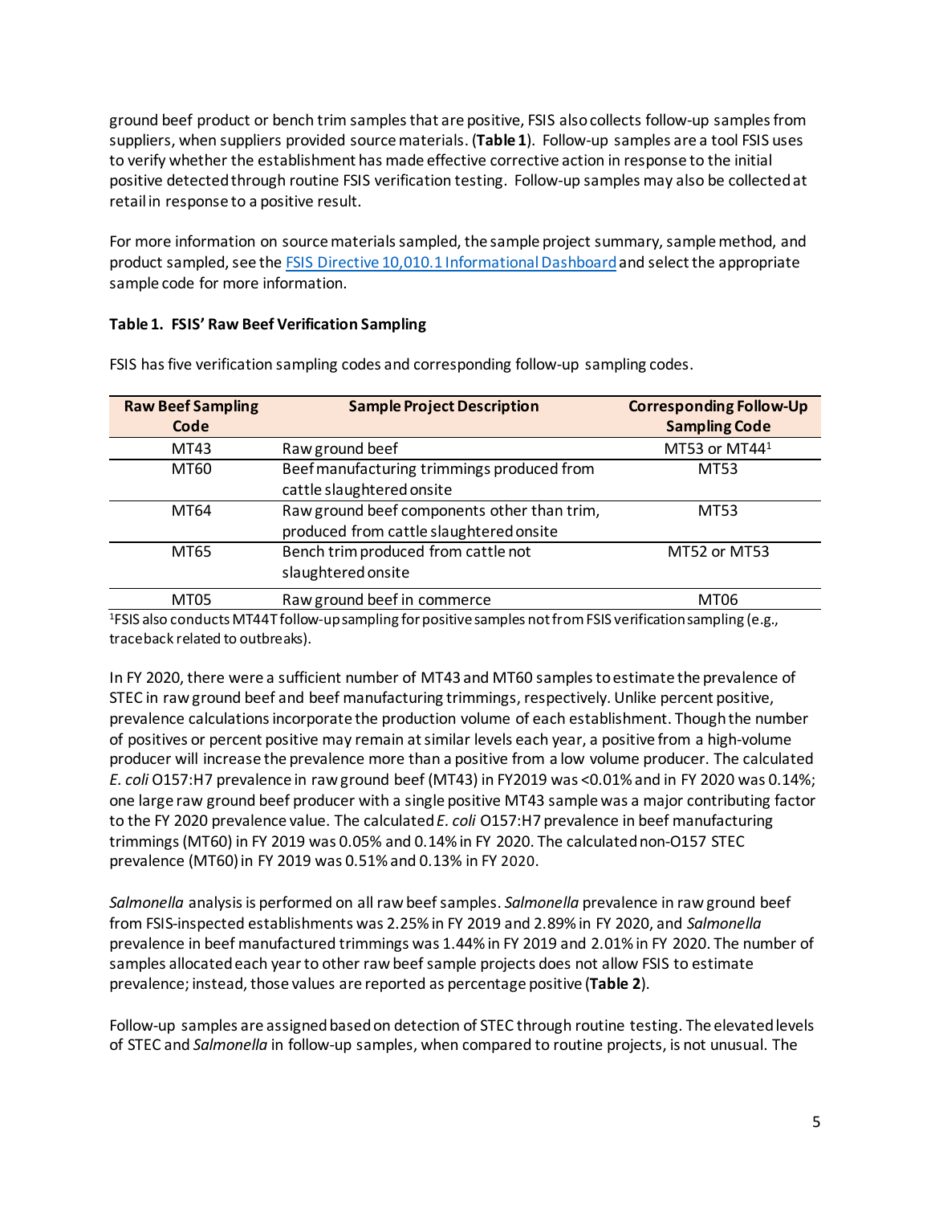ground beef product or bench trim samples that are positive, FSIS also collects follow-up samples from suppliers, when suppliers provided source materials. (**Table 1**). Follow-up samples are a tool FSIS uses to verify whether the establishment has made effective corrective action in response to the initial positive detected through routine FSIS verification testing. Follow-up samples may also be collected at retail in response to a positive result.

For more information on source materials sampled, the sample project summary, sample method, and product sampled, see the [FSIS Directive 10,010.1 Informational Dashboard](#) and select the appropriate sample code for more information.

**Table 1. FSIS' Raw Beef Verification Sampling**

FSIS has five verification sampling codes and corresponding follow-up sampling codes.

| Raw Beef Sampling Code | Sample Project Description | Corresponding Follow-Up Sampling Code |
|---|---|---|
| MT43 | Raw ground beef | MT53 or MT44[1] |
| MT60 | Beef manufacturing trimmings produced from cattle slaughtered onsite | MT53 |
| MT64 | Raw ground beef components other than trim, produced from cattle slaughtered onsite | MT53 |
| MT65 | Bench trim produced from cattle not slaughtered onsite | MT52 or MT53 |
| MT05 | Raw ground beef in commerce | MT06 |

[1]FSIS also conducts MT44T follow-up sampling for positive samples not from FSIS verification sampling (e.g., traceback related to outbreaks).

In FY 2020, there were a sufficient number of MT43 and MT60 samples to estimate the prevalence of STEC in raw ground beef and beef manufacturing trimmings, respectively. Unlike percent positive, prevalence calculations incorporate the production volume of each establishment. Though the number of positives or percent positive may remain at similar levels each year, a positive from a high-volume producer will increase the prevalence more than a positive from a low volume producer. The calculated *E. coli* O157:H7 prevalence in raw ground beef (MT43) in FY2019 was <0.01% and in FY 2020 was 0.14%; one large raw ground beef producer with a single positive MT43 sample was a major contributing factor to the FY 2020 prevalence value. The calculated *E. coli* O157:H7 prevalence in beef manufacturing trimmings (MT60) in FY 2019 was 0.05% and 0.14% in FY 2020. The calculated non-O157 STEC prevalence (MT60) in FY 2019 was 0.51% and 0.13% in FY 2020.

*Salmonella* analysis is performed on all raw beef samples. *Salmonella* prevalence in raw ground beef from FSIS-inspected establishments was 2.25% in FY 2019 and 2.89% in FY 2020, and *Salmonella* prevalence in beef manufactured trimmings was 1.44% in FY 2019 and 2.01% in FY 2020. The number of samples allocated each year to other raw beef sample projects does not allow FSIS to estimate prevalence; instead, those values are reported as percentage positive (**Table 2**).

Follow-up samples are assigned based on detection of STEC through routine testing. The elevated levels of STEC and *Salmonella* in follow-up samples, when compared to routine projects, is not unusual. The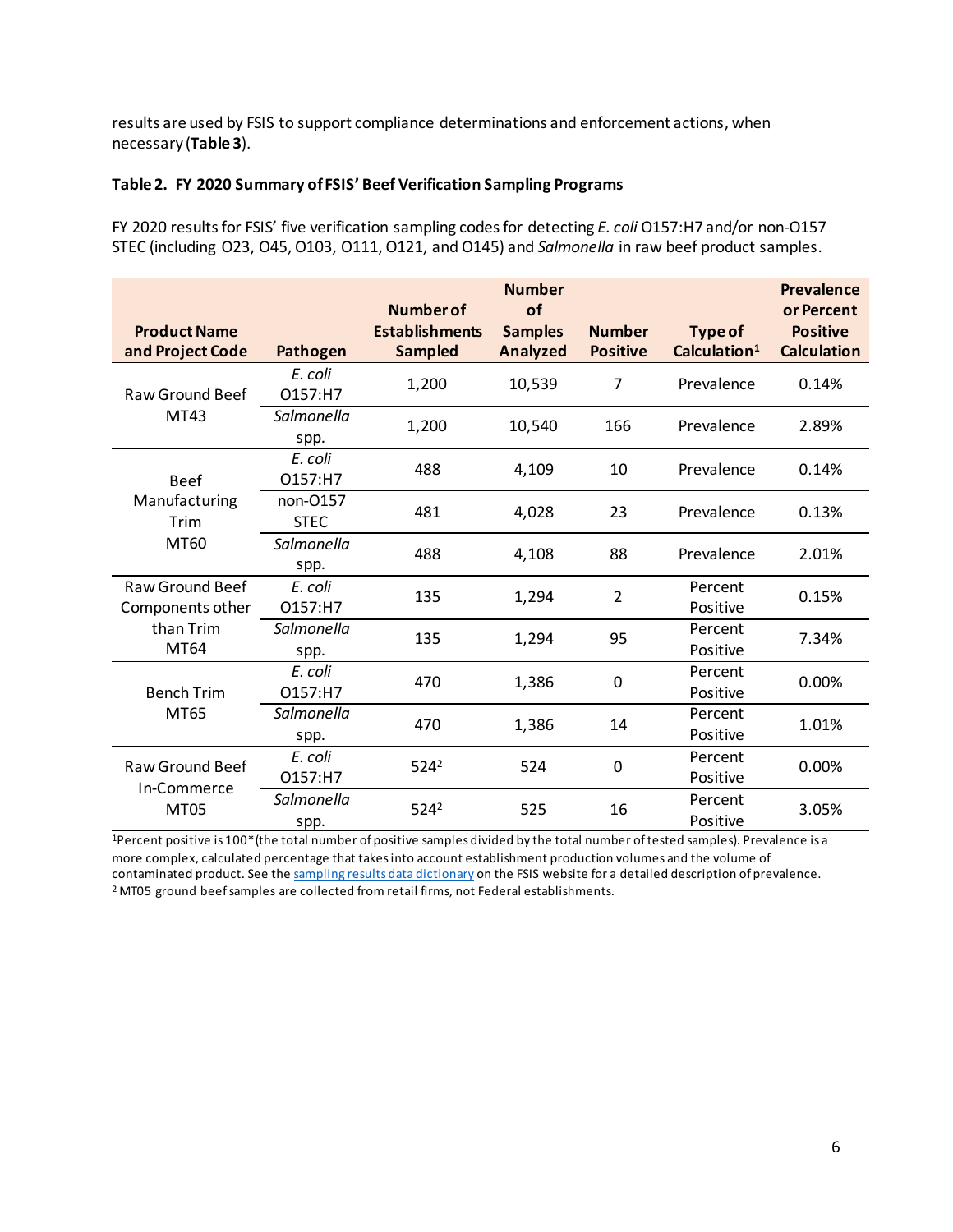results are used by FSIS to support compliance determinations and enforcement actions, when necessary (**Table 3**).

**Table 2. FY 2020 Summary of FSIS' Beef Verification Sampling Programs**

FY 2020 results for FSIS' five verification sampling codes for detecting *E. coli* O157:H7 and/or non-O157 STEC (including O23, O45, O103, O111, O121, and O145) and *Salmonella* in raw beef product samples.

| Product Name and Project Code | Pathogen | Number of Establishments Sampled | Number of Samples Analyzed | Number Positive | Type of Calculation[1] | Prevalence or Percent Positive Calculation |
|---|---|---|---|---|---|---|
| Raw Ground Beef MT43 | *E. coli* O157:H7 | 1,200 | 10,539 | 7 | Prevalence | 0.14% |
| | *Salmonella* spp. | 1,200 | 10,540 | 166 | Prevalence | 2.89% |
| Beef Manufacturing Trim MT60 | *E. coli* O157:H7 | 488 | 4,109 | 10 | Prevalence | 0.14% |
| | non-O157 STEC | 481 | 4,028 | 23 | Prevalence | 0.13% |
| | *Salmonella* spp. | 488 | 4,108 | 88 | Prevalence | 2.01% |
| Raw Ground Beef Components other than Trim MT64 | *E. coli* O157:H7 | 135 | 1,294 | 2 | Percent Positive | 0.15% |
| | *Salmonella* spp. | 135 | 1,294 | 95 | Percent Positive | 7.34% |
| Bench Trim MT65 | *E. coli* O157:H7 | 470 | 1,386 | 0 | Percent Positive | 0.00% |
| | *Salmonella* spp. | 470 | 1,386 | 14 | Percent Positive | 1.01% |
| Raw Ground Beef In-Commerce MT05 | *E. coli* O157:H7 | 524[2] | 524 | 0 | Percent Positive | 0.00% |
| | *Salmonella* spp. | 524[2] | 525 | 16 | Percent Positive | 3.05% |

[1]Percent positive is 100*(the total number of positive samples divided by the total number of tested samples). Prevalence is a more complex, calculated percentage that takes into account establishment production volumes and the volume of contaminated product. See the sampling results data dictionary on the FSIS website for a detailed description of prevalence.
[2] MT05 ground beef samples are collected from retail firms, not Federal establishments.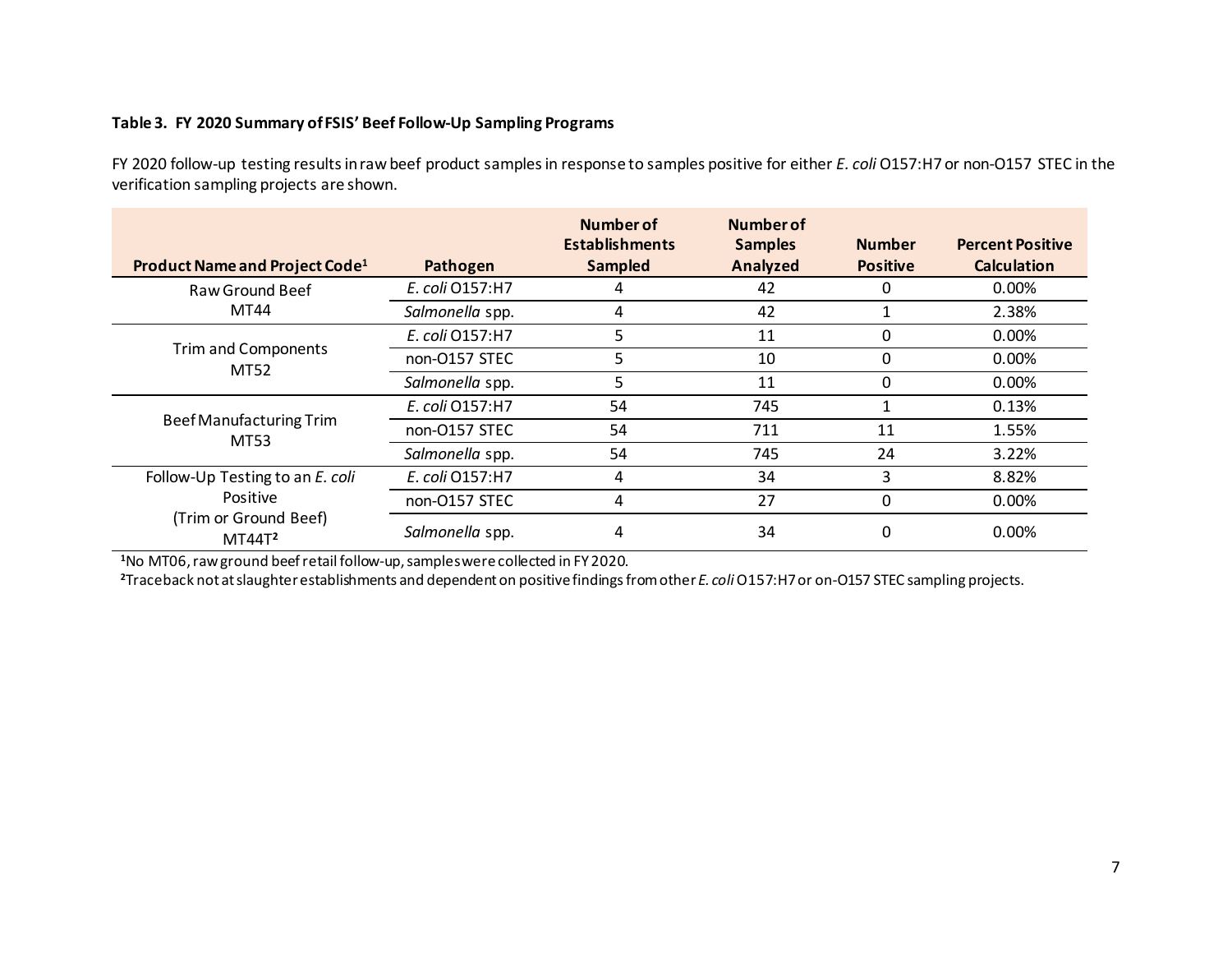### Table 3. FY 2020 Summary of FSIS' Beef Follow-Up Sampling Programs

FY 2020 follow-up testing results in raw beef product samples in response to samples positive for either *E. coli* O157:H7 or non-O157 STEC in the verification sampling projects are shown.

| Product Name and Project Code[1] | Pathogen | Number of Establishments Sampled | Number of Samples Analyzed | Number Positive | Percent Positive Calculation |
|---|---|---|---|---|---|
| Raw Ground Beef MT44 | *E. coli* O157:H7 | 4 | 42 | 0 | 0.00% |
| | *Salmonella* spp. | 4 | 42 | 1 | 2.38% |
| Trim and Components MT52 | *E. coli* O157:H7 | 5 | 11 | 0 | 0.00% |
| | non-O157 STEC | 5 | 10 | 0 | 0.00% |
| | *Salmonella* spp. | 5 | 11 | 0 | 0.00% |
| Beef Manufacturing Trim MT53 | *E. coli* O157:H7 | 54 | 745 | 1 | 0.13% |
| | non-O157 STEC | 54 | 711 | 11 | 1.55% |
| | *Salmonella* spp. | 54 | 745 | 24 | 3.22% |
| Follow-Up Testing to an *E. coli* Positive (Trim or Ground Beef) MT44T[2] | *E. coli* O157:H7 | 4 | 34 | 3 | 8.82% |
| | non-O157 STEC | 4 | 27 | 0 | 0.00% |
| | *Salmonella* spp. | 4 | 34 | 0 | 0.00% |

[1]No MT06, raw ground beef retail follow-up, samples were collected in FY 2020.

[2]Traceback not at slaughter establishments and dependent on positive findings from other *E. coli* O157:H7 or on-O157 STEC sampling projects.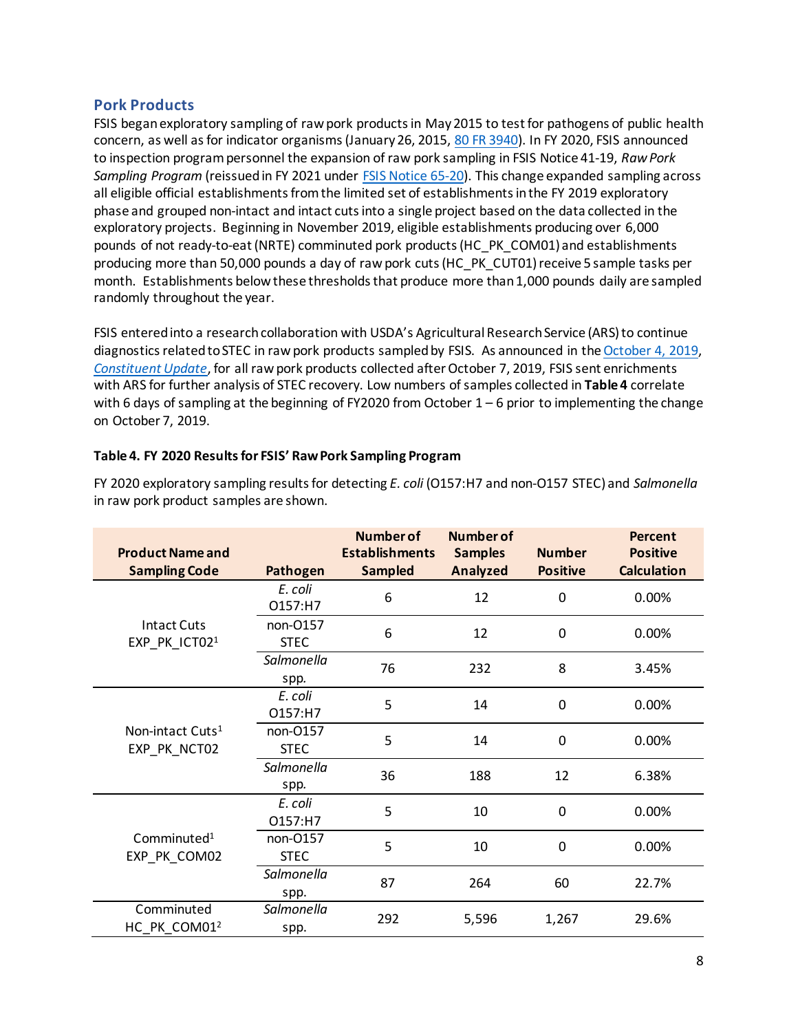## Pork Products

FSIS began exploratory sampling of raw pork products in May 2015 to test for pathogens of public health concern, as well as for indicator organisms (January 26, 2015, [80 FR 3940](#)). In FY 2020, FSIS announced to inspection program personnel the expansion of raw pork sampling in FSIS Notice 41-19, *Raw Pork Sampling Program* (reissued in FY 2021 under [FSIS Notice 65-20](#)). This change expanded sampling across all eligible official establishments from the limited set of establishments in the FY 2019 exploratory phase and grouped non-intact and intact cuts into a single project based on the data collected in the exploratory projects. Beginning in November 2019, eligible establishments producing over 6,000 pounds of not ready-to-eat (NRTE) comminuted pork products (HC_PK_COM01) and establishments producing more than 50,000 pounds a day of raw pork cuts (HC_PK_CUT01) receive 5 sample tasks per month. Establishments below these thresholds that produce more than 1,000 pounds daily are sampled randomly throughout the year.

FSIS entered into a research collaboration with USDA's Agricultural Research Service (ARS) to continue diagnostics related to STEC in raw pork products sampled by FSIS. As announced in the [October 4, 2019](#), [*Constituent Update*](#), for all raw pork products collected after October 7, 2019, FSIS sent enrichments with ARS for further analysis of STEC recovery. Low numbers of samples collected in **Table 4** correlate with 6 days of sampling at the beginning of FY2020 from October 1 – 6 prior to implementing the change on October 7, 2019.

**Table 4. FY 2020 Results for FSIS' Raw Pork Sampling Program**

FY 2020 exploratory sampling results for detecting *E. coli* (O157:H7 and non-O157 STEC) and *Salmonella* in raw pork product samples are shown.

| Product Name and Sampling Code | Pathogen | Number of Establishments Sampled | Number of Samples Analyzed | Number Positive | Percent Positive Calculation |
|---|---|---|---|---|---|
| Intact Cuts EXP_PK_ICT02[1] | *E. coli* O157:H7 | 6 | 12 | 0 | 0.00% |
| | non-O157 STEC | 6 | 12 | 0 | 0.00% |
| | *Salmonella* spp. | 76 | 232 | 8 | 3.45% |
| Non-intact Cuts[1] EXP_PK_NCT02 | *E. coli* O157:H7 | 5 | 14 | 0 | 0.00% |
| | non-O157 STEC | 5 | 14 | 0 | 0.00% |
| | *Salmonella* spp. | 36 | 188 | 12 | 6.38% |
| Comminuted[1] EXP_PK_COM02 | *E. coli* O157:H7 | 5 | 10 | 0 | 0.00% |
| | non-O157 STEC | 5 | 10 | 0 | 0.00% |
| | *Salmonella* spp. | 87 | 264 | 60 | 22.7% |
| Comminuted HC_PK_COM01[2] | *Salmonella* spp. | 292 | 5,596 | 1,267 | 29.6% |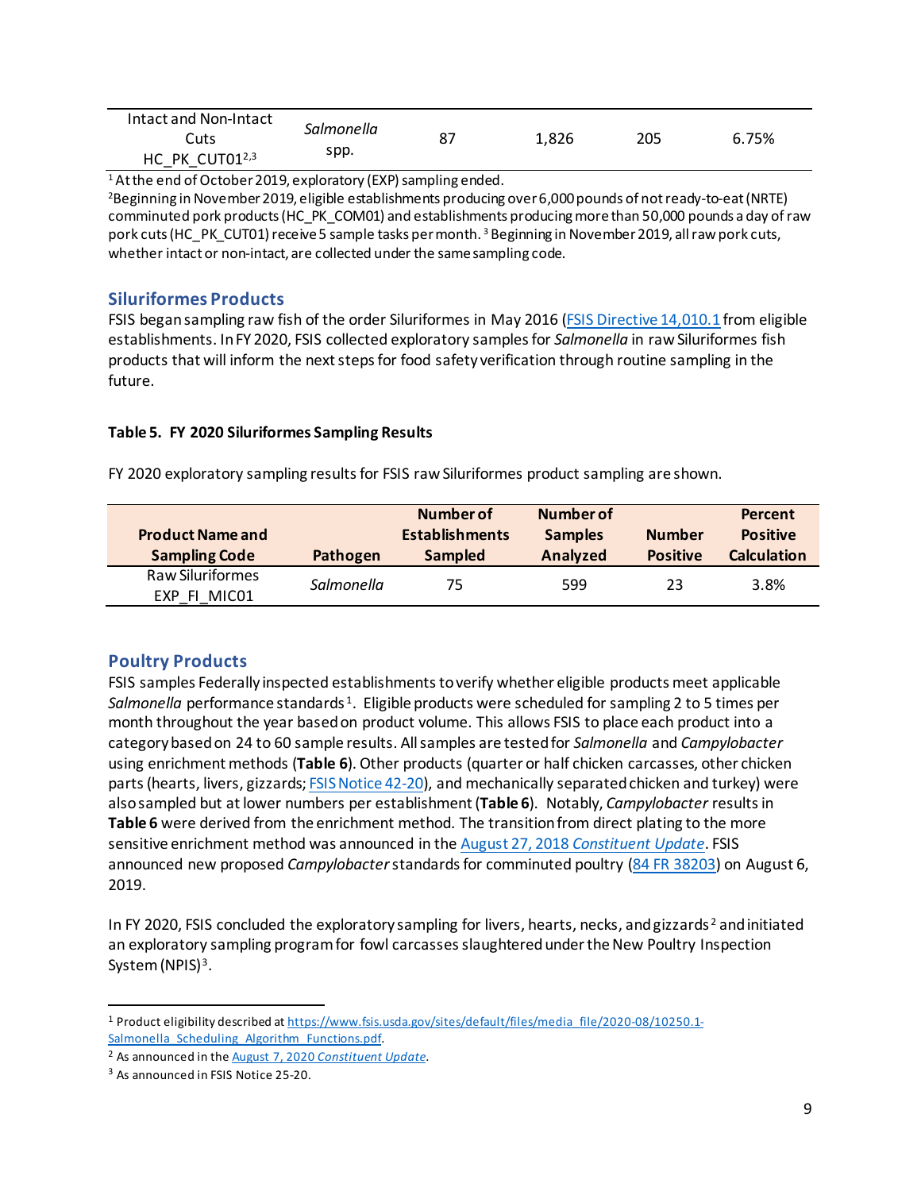| Intact and Non-Intact Cuts HC_PK_CUT01[2,3] | *Salmonella* spp. | 87 | 1,826 | 205 | 6.75% |
|---|---|---|---|---|---|

[1] At the end of October 2019, exploratory (EXP) sampling ended.
[2] Beginning in November 2019, eligible establishments producing over 6,000 pounds of not ready-to-eat (NRTE) comminuted pork products (HC_PK_COM01) and establishments producing more than 50,000 pounds a day of raw pork cuts (HC_PK_CUT01) receive 5 sample tasks per month. [3] Beginning in November 2019, all raw pork cuts, whether intact or non-intact, are collected under the same sampling code.

## Siluriformes Products

FSIS began sampling raw fish of the order Siluriformes in May 2016 (FSIS Directive 14,010.1 from eligible establishments. In FY 2020, FSIS collected exploratory samples for *Salmonella* in raw Siluriformes fish products that will inform the next steps for food safety verification through routine sampling in the future.

**Table 5. FY 2020 Siluriformes Sampling Results**

FY 2020 exploratory sampling results for FSIS raw Siluriformes product sampling are shown.

| Product Name and Sampling Code | Pathogen | Number of Establishments Sampled | Number of Samples Analyzed | Number Positive | Percent Positive Calculation |
|---|---|---|---|---|---|
| Raw Siluriformes EXP_FI_MIC01 | *Salmonella* | 75 | 599 | 23 | 3.8% |

## Poultry Products

FSIS samples Federally inspected establishments to verify whether eligible products meet applicable *Salmonella* performance standards[1]. Eligible products were scheduled for sampling 2 to 5 times per month throughout the year based on product volume. This allows FSIS to place each product into a category based on 24 to 60 sample results. All samples are tested for *Salmonella* and *Campylobacter* using enrichment methods (**Table 6**). Other products (quarter or half chicken carcasses, other chicken parts (hearts, livers, gizzards; FSIS Notice 42-20), and mechanically separated chicken and turkey) were also sampled but at lower numbers per establishment (**Table 6**). Notably, *Campylobacter* results in **Table 6** were derived from the enrichment method. The transition from direct plating to the more sensitive enrichment method was announced in the August 27, 2018 *Constituent Update*. FSIS announced new proposed *Campylobacter* standards for comminuted poultry (84 FR 38203) on August 6, 2019.

In FY 2020, FSIS concluded the exploratory sampling for livers, hearts, necks, and gizzards[2] and initiated an exploratory sampling program for fowl carcasses slaughtered under the New Poultry Inspection System (NPIS)[3].

---

[1] Product eligibility described at https://www.fsis.usda.gov/sites/default/files/media_file/2020-08/10250.1-Salmonella_Scheduling_Algorithm_Functions.pdf.
[2] As announced in the August 7, 2020 *Constituent Update*.
[3] As announced in FSIS Notice 25-20.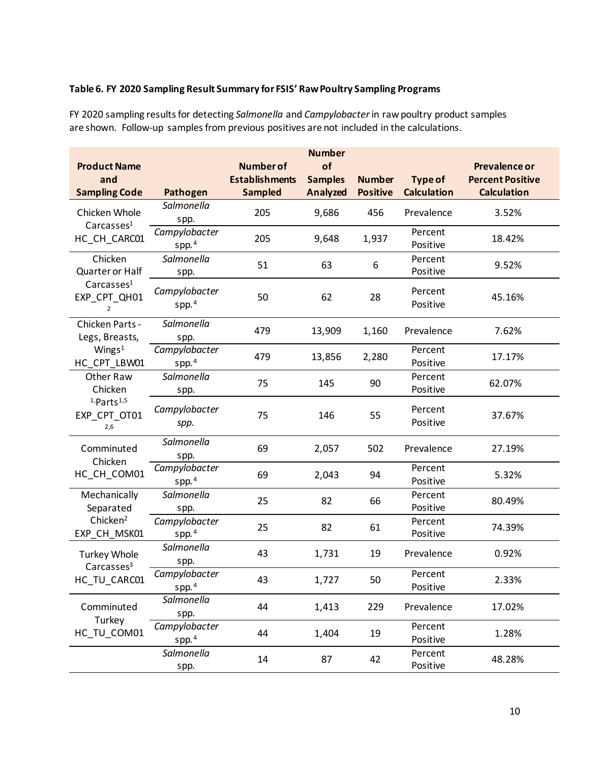**Table 6. FY 2020 Sampling Result Summary for FSIS' Raw Poultry Sampling Programs**

FY 2020 sampling results for detecting *Salmonella* and *Campylobacter* in raw poultry product samples are shown. Follow-up samples from previous positives are not included in the calculations.

| Product Name and Sampling Code | Pathogen | Number of Establishments Sampled | Number of Samples Analyzed | Number Positive | Type of Calculation | Prevalence or Percent Positive Calculation |
|---|---|---|---|---|---|---|
| Chicken Whole Carcasses[1] HC_CH_CARC01 | *Salmonella* spp. | 205 | 9,686 | 456 | Prevalence | 3.52% |
| | *Campylobacter* spp.[4] | 205 | 9,648 | 1,937 | Percent Positive | 18.42% |
| Chicken Quarter or Half Carcasses[1] EXP_CPT_QH01[2] | *Salmonella* spp. | 51 | 63 | 6 | Percent Positive | 9.52% |
| | *Campylobacter* spp.[4] | 50 | 62 | 28 | Percent Positive | 45.16% |
| Chicken Parts - Legs, Breasts, Wings[1] HC_CPT_LBW01 | *Salmonella* spp. | 479 | 13,909 | 1,160 | Prevalence | 7.62% |
| | *Campylobacter* spp.[4] | 479 | 13,856 | 2,280 | Percent Positive | 17.17% |
| Other Raw Chicken [1,]Parts[1,5] EXP_CPT_OT01[2,6] | *Salmonella* spp. | 75 | 145 | 90 | Percent Positive | 62.07% |
| | *Campylobacter spp.* | 75 | 146 | 55 | Percent Positive | 37.67% |
| Comminuted Chicken HC_CH_COM01 | *Salmonella* spp. | 69 | 2,057 | 502 | Prevalence | 27.19% |
| | *Campylobacter* spp.[4] | 69 | 2,043 | 94 | Percent Positive | 5.32% |
| Mechanically Separated Chicken[2] EXP_CH_MSK01 | *Salmonella* spp. | 25 | 82 | 66 | Percent Positive | 80.49% |
| | *Campylobacter* spp.[4] | 25 | 82 | 61 | Percent Positive | 74.39% |
| Turkey Whole Carcasses[3] HC_TU_CARC01 | *Salmonella* spp. | 43 | 1,731 | 19 | Prevalence | 0.92% |
| | *Campylobacter* spp.[4] | 43 | 1,727 | 50 | Percent Positive | 2.33% |
| Comminuted Turkey HC_TU_COM01 | *Salmonella* spp. | 44 | 1,413 | 229 | Prevalence | 17.02% |
| | *Campylobacter* spp.[4] | 44 | 1,404 | 19 | Percent Positive | 1.28% |
| | *Salmonella* spp. | 14 | 87 | 42 | Percent Positive | 48.28% |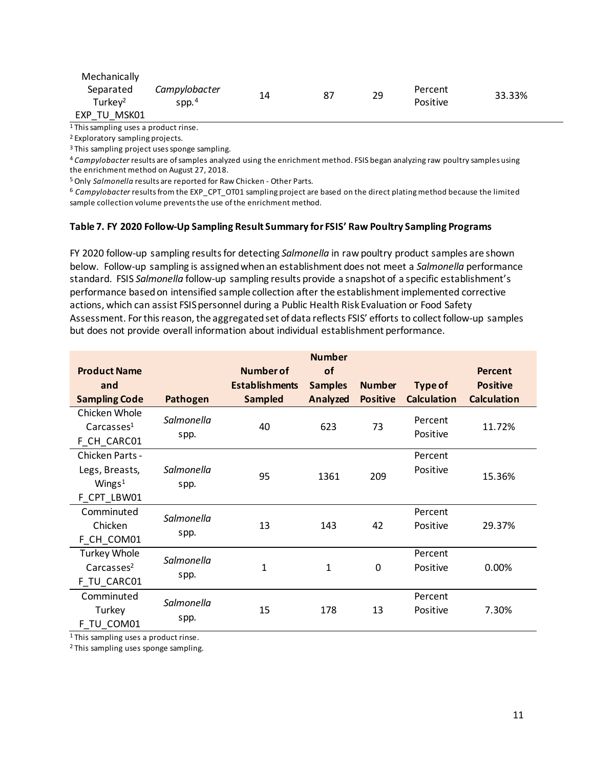| Mechanically Separated Turkey[2] EXP_TU_MSK01 | *Campylobacter* spp.[4] | 14 | 87 | 29 | Percent Positive | 33.33% |
|---|---|---|---|---|---|---|

[1] This sampling uses a product rinse.

[2] Exploratory sampling projects.

[3] This sampling project uses sponge sampling.

[4] *Campylobacter* results are of samples analyzed using the enrichment method. FSIS began analyzing raw poultry samples using the enrichment method on August 27, 2018.

[5] Only *Salmonella* results are reported for Raw Chicken - Other Parts.

[6] *Campylobacter* results from the EXP_CPT_OT01 sampling project are based on the direct plating method because the limited sample collection volume prevents the use of the enrichment method.

### Table 7. FY 2020 Follow-Up Sampling Result Summary for FSIS' Raw Poultry Sampling Programs

FY 2020 follow-up sampling results for detecting *Salmonella* in raw poultry product samples are shown below. Follow-up sampling is assigned when an establishment does not meet a *Salmonella* performance standard. FSIS *Salmonella* follow-up sampling results provide a snapshot of a specific establishment's performance based on intensified sample collection after the establishment implemented corrective actions, which can assist FSIS personnel during a Public Health Risk Evaluation or Food Safety Assessment. For this reason, the aggregated set of data reflects FSIS' efforts to collect follow-up samples but does not provide overall information about individual establishment performance.

| Product Name and Sampling Code | Pathogen | Number of Establishments Sampled | Number of Samples Analyzed | Number Positive | Type of Calculation | Percent Positive Calculation |
|---|---|---|---|---|---|---|
| Chicken Whole Carcasses[1] F_CH_CARC01 | *Salmonella* spp. | 40 | 623 | 73 | Percent Positive | 11.72% |
| Chicken Parts - Legs, Breasts, Wings[1] F_CPT_LBW01 | *Salmonella* spp. | 95 | 1361 | 209 | Percent Positive | 15.36% |
| Comminuted Chicken F_CH_COM01 | *Salmonella* spp. | 13 | 143 | 42 | Percent Positive | 29.37% |
| Turkey Whole Carcasses[2] F_TU_CARC01 | *Salmonella* spp. | 1 | 1 | 0 | Percent Positive | 0.00% |
| Comminuted Turkey F_TU_COM01 | *Salmonella* spp. | 15 | 178 | 13 | Percent Positive | 7.30% |

[1] This sampling uses a product rinse.

[2] This sampling uses sponge sampling.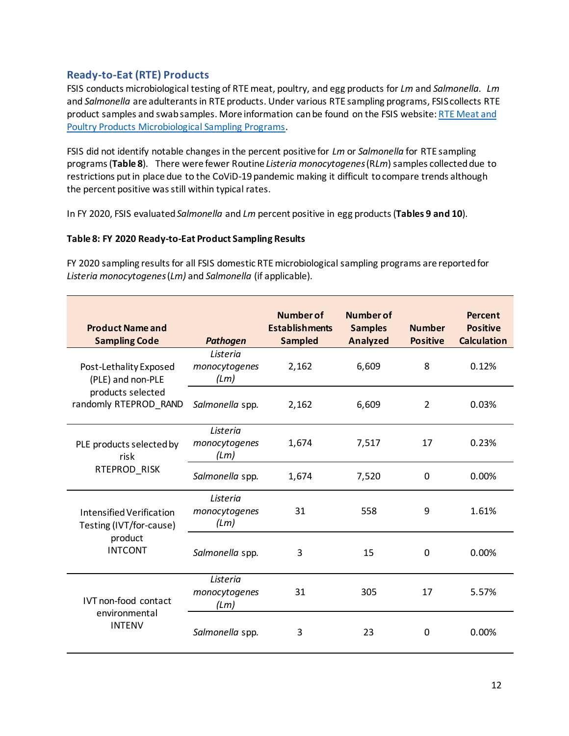## Ready-to-Eat (RTE) Products

FSIS conducts microbiological testing of RTE meat, poultry, and egg products for *Lm* and *Salmonella*. *Lm* and *Salmonella* are adulterants in RTE products. Under various RTE sampling programs, FSIS collects RTE product samples and swab samples. More information can be found on the FSIS website: [RTE Meat and Poultry Products Microbiological Sampling Programs](RTE Meat and Poultry Products Microbiological Sampling Programs).

FSIS did not identify notable changes in the percent positive for *Lm* or *Salmonella* for RTE sampling programs (**Table 8**). There were fewer Routine *Listeria monocytogenes* (R*Lm*) samples collected due to restrictions put in place due to the CoViD-19 pandemic making it difficult to compare trends although the percent positive was still within typical rates.

In FY 2020, FSIS evaluated *Salmonella* and *Lm* percent positive in egg products (**Tables 9 and 10**).

**Table 8: FY 2020 Ready-to-Eat Product Sampling Results**

FY 2020 sampling results for all FSIS domestic RTE microbiological sampling programs are reported for *Listeria monocytogenes* (*Lm)* and *Salmonella* (if applicable).

| Product Name and Sampling Code | *Pathogen* | Number of Establishments Sampled | Number of Samples Analyzed | Number Positive | Percent Positive Calculation |
|---|---|---|---|---|---|
| Post-Lethality Exposed (PLE) and non-PLE products selected randomly RTEPROD_RAND | *Listeria monocytogenes (Lm)* | 2,162 | 6,609 | 8 | 0.12% |
| | *Salmonella* spp. | 2,162 | 6,609 | 2 | 0.03% |
| PLE products selected by risk RTEPROD_RISK | *Listeria monocytogenes (Lm)* | 1,674 | 7,517 | 17 | 0.23% |
| | *Salmonella* spp. | 1,674 | 7,520 | 0 | 0.00% |
| Intensified Verification Testing (IVT/for-cause) product INTCONT | *Listeria monocytogenes (Lm)* | 31 | 558 | 9 | 1.61% |
| | *Salmonella* spp. | 3 | 15 | 0 | 0.00% |
| IVT non-food contact environmental INTENV | *Listeria monocytogenes (Lm)* | 31 | 305 | 17 | 5.57% |
| | *Salmonella* spp. | 3 | 23 | 0 | 0.00% |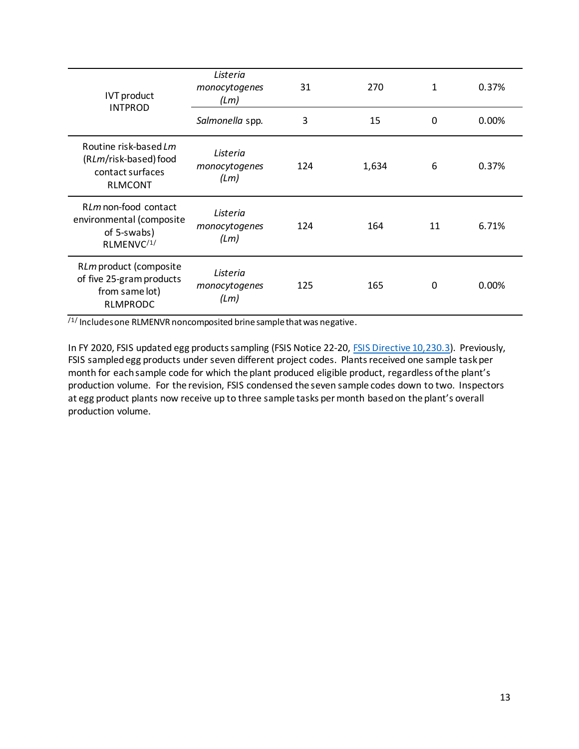| | | | | | |
|---|---|---|---|---|---|
| IVT product INTPROD | *Listeria monocytogenes (Lm)* | 31 | 270 | 1 | 0.37% |
| | *Salmonella* spp. | 3 | 15 | 0 | 0.00% |
| Routine risk-based *Lm* (R*Lm*/risk-based) food contact surfaces RLMCONT | *Listeria monocytogenes (Lm)* | 124 | 1,634 | 6 | 0.37% |
| R*Lm* non-food contact environmental (composite of 5-swabs) RLMENVC[/1/] | *Listeria monocytogenes (Lm)* | 124 | 164 | 11 | 6.71% |
| R*Lm* product (composite of five 25-gram products from same lot) RLMPRODC | *Listeria monocytogenes (Lm)* | 125 | 165 | 0 | 0.00% |

[/1/] Includes one RLMENVR noncomposited brine sample that was negative.

In FY 2020, FSIS updated egg products sampling (FSIS Notice 22-20, FSIS Directive 10,230.3). Previously, FSIS sampled egg products under seven different project codes. Plants received one sample task per month for each sample code for which the plant produced eligible product, regardless of the plant's production volume. For the revision, FSIS condensed the seven sample codes down to two. Inspectors at egg product plants now receive up to three sample tasks per month based on the plant's overall production volume.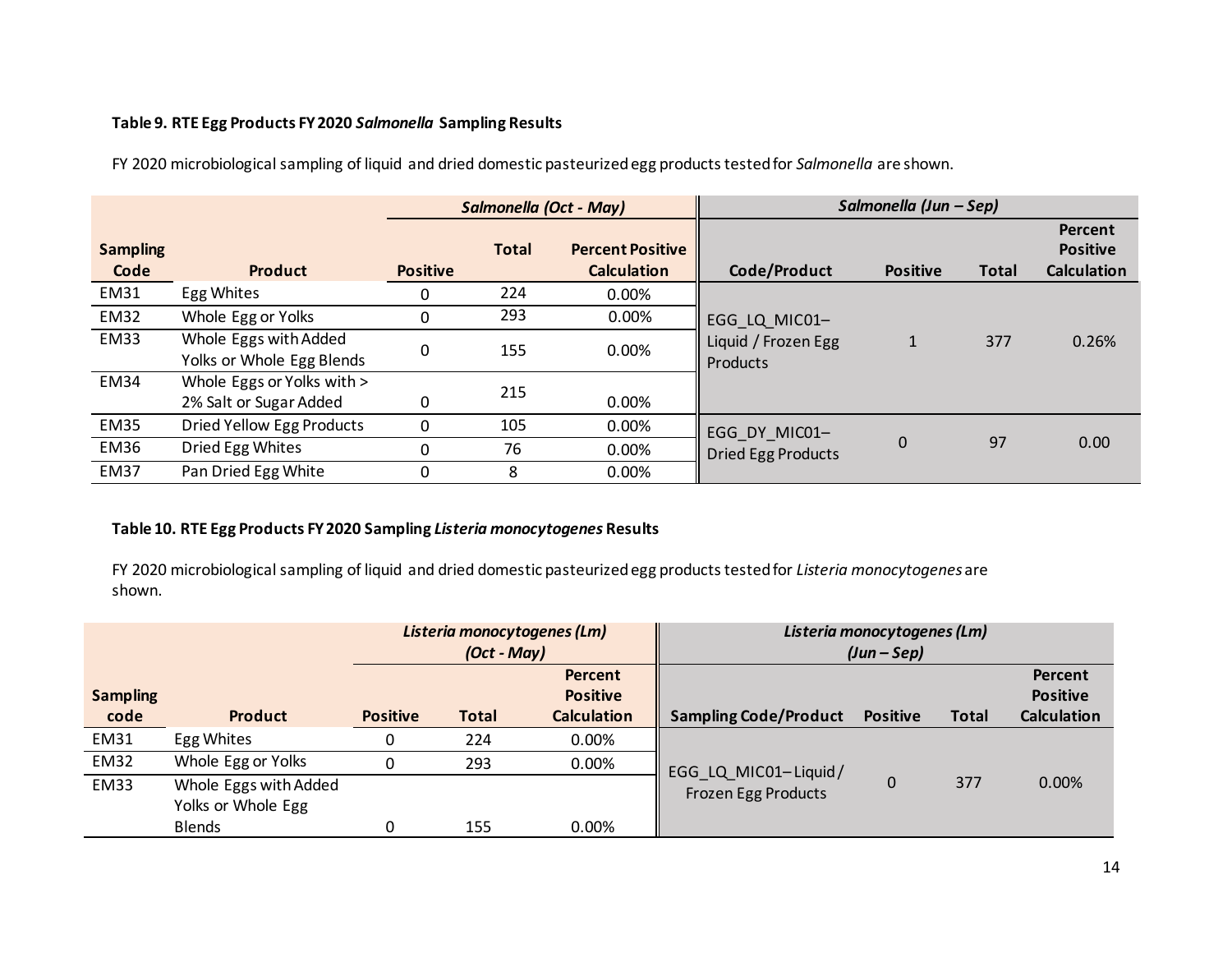**Table 9. RTE Egg Products FY 2020 *Salmonella* Sampling Results**

FY 2020 microbiological sampling of liquid and dried domestic pasteurized egg products tested for *Salmonella* are shown.

| | | *Salmonella (Oct - May)* | | | *Salmonella (Jun – Sep)* | | | |
|---|---|---|---|---|---|---|---|---|
| **Sampling Code** | **Product** | **Positive** | **Total** | **Percent Positive Calculation** | **Code/Product** | **Positive** | **Total** | **Percent Positive Calculation** |
| EM31 | Egg Whites | 0 | 224 | 0.00% | EGG_LQ_MIC01– Liquid / Frozen Egg Products | 1 | 377 | 0.26% |
| EM32 | Whole Egg or Yolks | 0 | 293 | 0.00% | | | | |
| EM33 | Whole Eggs with Added Yolks or Whole Egg Blends | 0 | 155 | 0.00% | | | | |
| EM34 | Whole Eggs or Yolks with > 2% Salt or Sugar Added | 0 | 215 | 0.00% | | | | |
| EM35 | Dried Yellow Egg Products | 0 | 105 | 0.00% | EGG_DY_MIC01– Dried Egg Products | 0 | 97 | 0.00 |
| EM36 | Dried Egg Whites | 0 | 76 | 0.00% | | | | |
| EM37 | Pan Dried Egg White | 0 | 8 | 0.00% | | | | |

**Table 10. RTE Egg Products FY 2020 Sampling *Listeria monocytogenes* Results**

FY 2020 microbiological sampling of liquid and dried domestic pasteurized egg products tested for *Listeria monocytogenes* are shown.

| | | *Listeria monocytogenes (Lm) (Oct - May)* | | | *Listeria monocytogenes (Lm) (Jun – Sep)* | | | |
|---|---|---|---|---|---|---|---|---|
| **Sampling code** | **Product** | **Positive** | **Total** | **Percent Positive Calculation** | **Sampling Code/Product** | **Positive** | **Total** | **Percent Positive Calculation** |
| EM31 | Egg Whites | 0 | 224 | 0.00% | EGG_LQ_MIC01– Liquid / Frozen Egg Products | 0 | 377 | 0.00% |
| EM32 | Whole Egg or Yolks | 0 | 293 | 0.00% | | | | |
| EM33 | Whole Eggs with Added Yolks or Whole Egg Blends | 0 | 155 | 0.00% | | | | |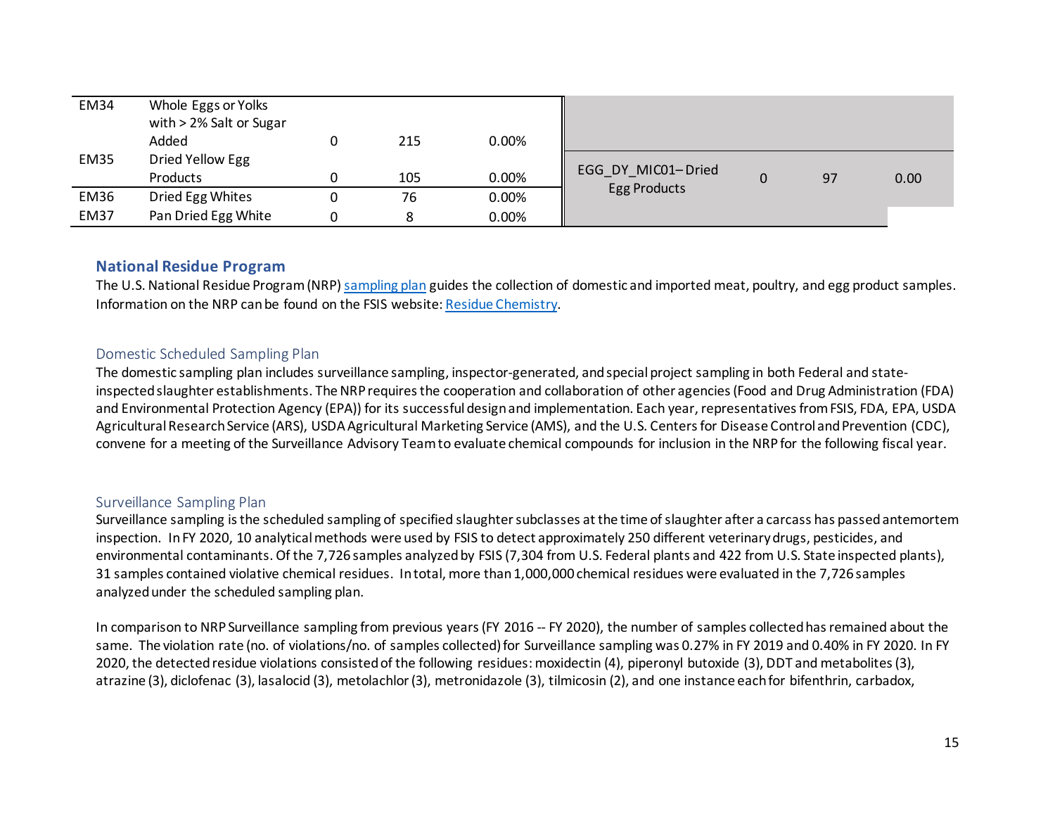| | | | | | | | | |
|---|---|---|---|---|---|---|---|---|
| EM34 | Whole Eggs or Yolks with > 2% Salt or Sugar Added | 0 | 215 | 0.00% | | | | |
| EM35 | Dried Yellow Egg Products | 0 | 105 | 0.00% | EGG_DY_MIC01– Dried Egg Products | 0 | 97 | 0.00 |
| EM36 | Dried Egg Whites | 0 | 76 | 0.00% | | | | |
| EM37 | Pan Dried Egg White | 0 | 8 | 0.00% | | | | |

## National Residue Program

The U.S. National Residue Program (NRP) sampling plan guides the collection of domestic and imported meat, poultry, and egg product samples. Information on the NRP can be found on the FSIS website: Residue Chemistry.

### Domestic Scheduled Sampling Plan

The domestic sampling plan includes surveillance sampling, inspector-generated, and special project sampling in both Federal and state-inspected slaughter establishments. The NRP requires the cooperation and collaboration of other agencies (Food and Drug Administration (FDA) and Environmental Protection Agency (EPA)) for its successful design and implementation. Each year, representatives from FSIS, FDA, EPA, USDA Agricultural Research Service (ARS), USDA Agricultural Marketing Service (AMS), and the U.S. Centers for Disease Control and Prevention (CDC), convene for a meeting of the Surveillance Advisory Team to evaluate chemical compounds for inclusion in the NRP for the following fiscal year.

### Surveillance Sampling Plan

Surveillance sampling is the scheduled sampling of specified slaughter subclasses at the time of slaughter after a carcass has passed antemortem inspection. In FY 2020, 10 analytical methods were used by FSIS to detect approximately 250 different veterinary drugs, pesticides, and environmental contaminants. Of the 7,726 samples analyzed by FSIS (7,304 from U.S. Federal plants and 422 from U.S. State inspected plants), 31 samples contained violative chemical residues. In total, more than 1,000,000 chemical residues were evaluated in the 7,726 samples analyzed under the scheduled sampling plan.

In comparison to NRP Surveillance sampling from previous years (FY 2016 -- FY 2020), the number of samples collected has remained about the same. The violation rate (no. of violations/no. of samples collected) for Surveillance sampling was 0.27% in FY 2019 and 0.40% in FY 2020. In FY 2020, the detected residue violations consisted of the following residues: moxidectin (4), piperonyl butoxide (3), DDT and metabolites (3), atrazine (3), diclofenac (3), lasalocid (3), metolachlor (3), metronidazole (3), tilmicosin (2), and one instance each for bifenthrin, carbadox,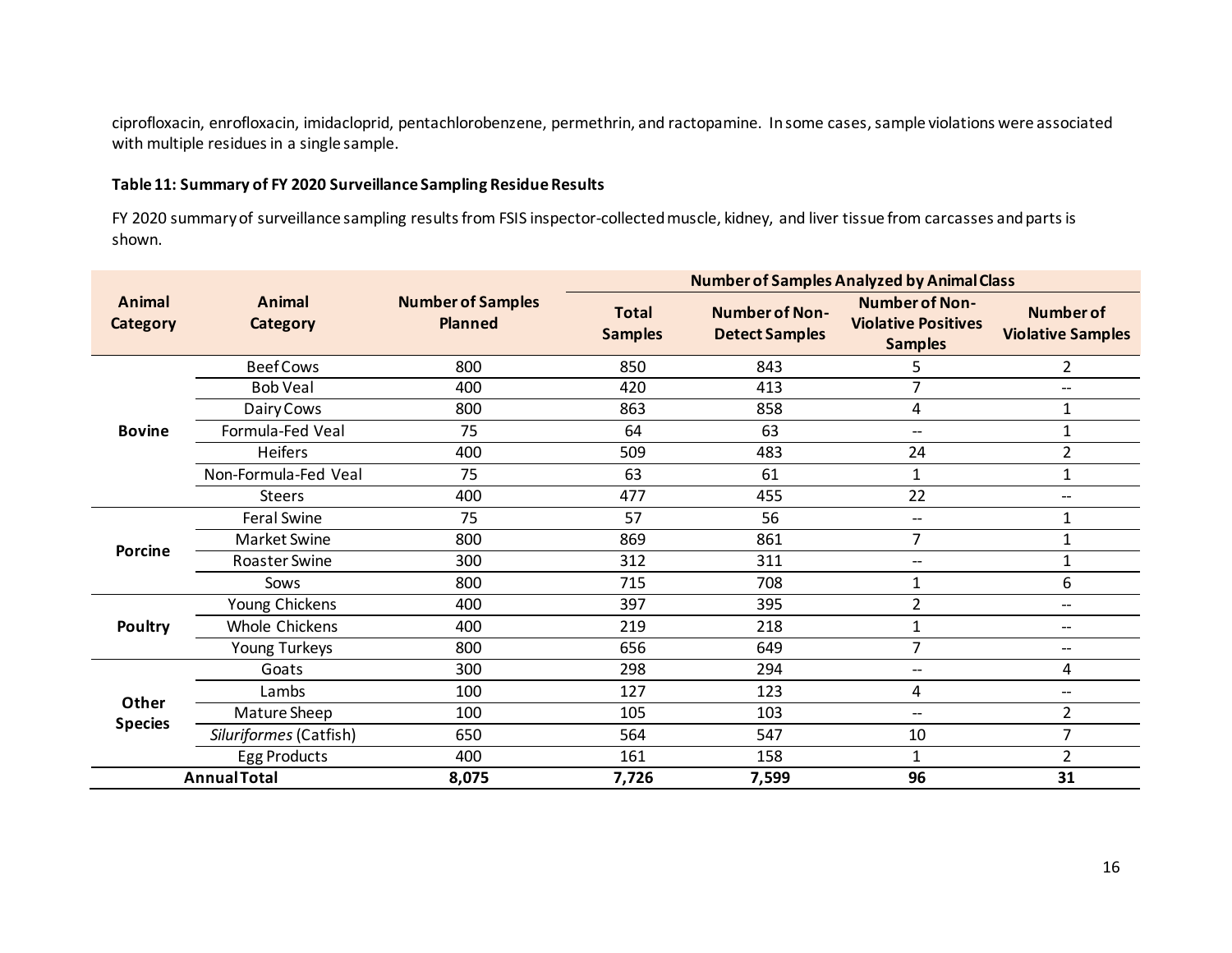ciprofloxacin, enrofloxacin, imidacloprid, pentachlorobenzene, permethrin, and ractopamine. In some cases, sample violations were associated with multiple residues in a single sample.

**Table 11: Summary of FY 2020 Surveillance Sampling Residue Results**

FY 2020 summary of surveillance sampling results from FSIS inspector-collected muscle, kidney, and liver tissue from carcasses and parts is shown.

| Animal Category | Animal Category | Number of Samples Planned | Number of Samples Analyzed by Animal Class | | | |
|---|---|---|---|---|---|---|
| | | | Total Samples | Number of Non-Detect Samples | Number of Non-Violative Positives Samples | Number of Violative Samples |
| **Bovine** | Beef Cows | 800 | 850 | 843 | 5 | 2 |
| | Bob Veal | 400 | 420 | 413 | 7 | -- |
| | Dairy Cows | 800 | 863 | 858 | 4 | 1 |
| | Formula-Fed Veal | 75 | 64 | 63 | -- | 1 |
| | Heifers | 400 | 509 | 483 | 24 | 2 |
| | Non-Formula-Fed Veal | 75 | 63 | 61 | 1 | 1 |
| | Steers | 400 | 477 | 455 | 22 | -- |
| **Porcine** | Feral Swine | 75 | 57 | 56 | -- | 1 |
| | Market Swine | 800 | 869 | 861 | 7 | 1 |
| | Roaster Swine | 300 | 312 | 311 | -- | 1 |
| | Sows | 800 | 715 | 708 | 1 | 6 |
| **Poultry** | Young Chickens | 400 | 397 | 395 | 2 | -- |
| | Whole Chickens | 400 | 219 | 218 | 1 | -- |
| | Young Turkeys | 800 | 656 | 649 | 7 | -- |
| **Other Species** | Goats | 300 | 298 | 294 | -- | 4 |
| | Lambs | 100 | 127 | 123 | 4 | -- |
| | Mature Sheep | 100 | 105 | 103 | -- | 2 |
| | *Siluriformes* (Catfish) | 650 | 564 | 547 | 10 | 7 |
| | Egg Products | 400 | 161 | 158 | 1 | 2 |
| **Annual Total** | | **8,075** | **7,726** | **7,599** | **96** | **31** |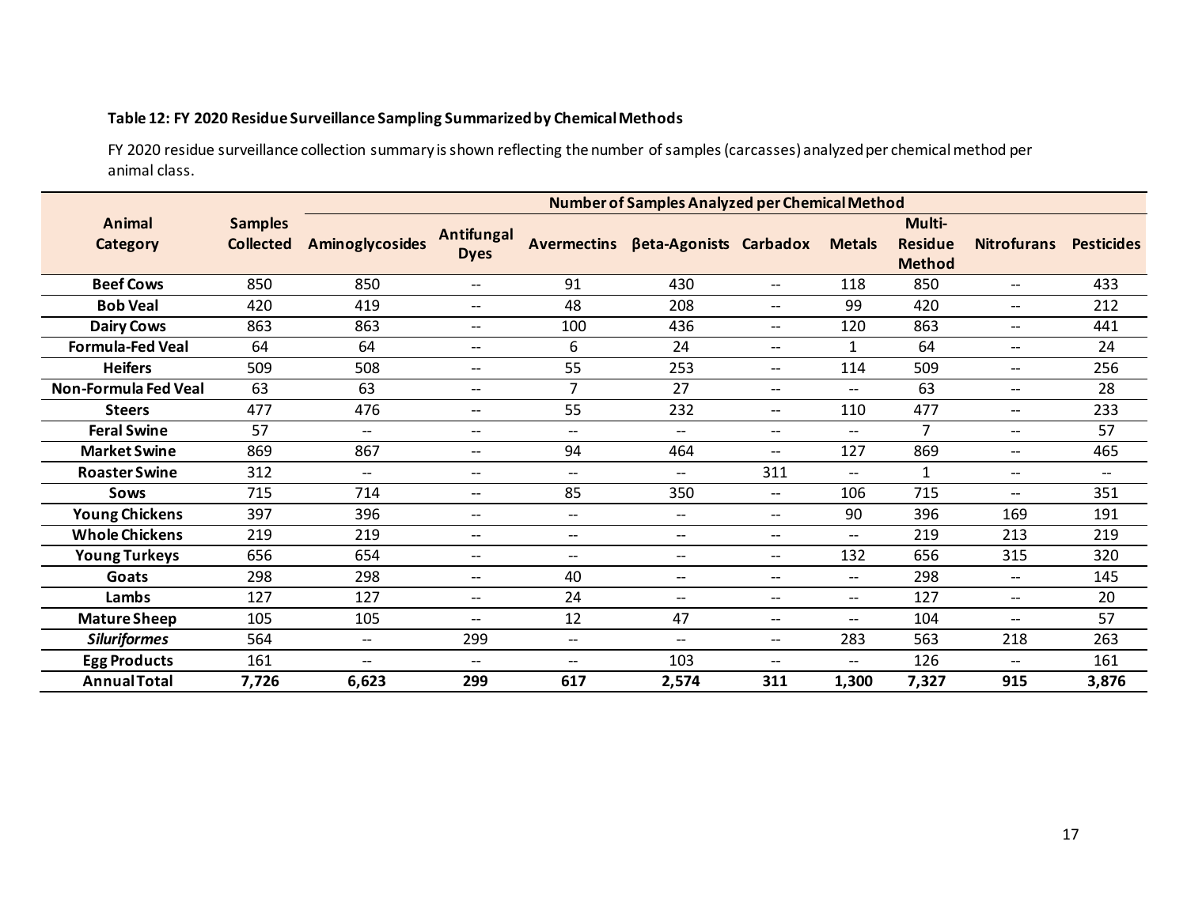**Table 12: FY 2020 Residue Surveillance Sampling Summarized by Chemical Methods**

FY 2020 residue surveillance collection summary is shown reflecting the number of samples (carcasses) analyzed per chemical method per animal class.

| Animal Category | Samples Collected | Number of Samples Analyzed per Chemical Method | | | | | | | | |
|---|---|---|---|---|---|---|---|---|---|---|
| | | Aminoglycosides | Antifungal Dyes | Avermectins | βeta-Agonists | Carbadox | Metals | Multi-Residue Method | Nitrofurans | Pesticides |
| **Beef Cows** | 850 | 850 | -- | 91 | 430 | -- | 118 | 850 | -- | 433 |
| **Bob Veal** | 420 | 419 | -- | 48 | 208 | -- | 99 | 420 | -- | 212 |
| **Dairy Cows** | 863 | 863 | -- | 100 | 436 | -- | 120 | 863 | -- | 441 |
| **Formula-Fed Veal** | 64 | 64 | -- | 6 | 24 | -- | 1 | 64 | -- | 24 |
| **Heifers** | 509 | 508 | -- | 55 | 253 | -- | 114 | 509 | -- | 256 |
| **Non-Formula Fed Veal** | 63 | 63 | -- | 7 | 27 | -- | -- | 63 | -- | 28 |
| **Steers** | 477 | 476 | -- | 55 | 232 | -- | 110 | 477 | -- | 233 |
| **Feral Swine** | 57 | -- | -- | -- | -- | -- | -- | 7 | -- | 57 |
| **Market Swine** | 869 | 867 | -- | 94 | 464 | -- | 127 | 869 | -- | 465 |
| **Roaster Swine** | 312 | -- | -- | -- | -- | 311 | -- | 1 | -- | -- |
| **Sows** | 715 | 714 | -- | 85 | 350 | -- | 106 | 715 | -- | 351 |
| **Young Chickens** | 397 | 396 | -- | -- | -- | -- | 90 | 396 | 169 | 191 |
| **Whole Chickens** | 219 | 219 | -- | -- | -- | -- | -- | 219 | 213 | 219 |
| **Young Turkeys** | 656 | 654 | -- | -- | -- | -- | 132 | 656 | 315 | 320 |
| **Goats** | 298 | 298 | -- | 40 | -- | -- | -- | 298 | -- | 145 |
| **Lambs** | 127 | 127 | -- | 24 | -- | -- | -- | 127 | -- | 20 |
| **Mature Sheep** | 105 | 105 | -- | 12 | 47 | -- | -- | 104 | -- | 57 |
| ***Siluriformes*** | 564 | -- | 299 | -- | -- | -- | 283 | 563 | 218 | 263 |
| **Egg Products** | 161 | -- | -- | -- | 103 | -- | -- | 126 | -- | 161 |
| **Annual Total** | **7,726** | **6,623** | **299** | **617** | **2,574** | **311** | **1,300** | **7,327** | **915** | **3,876** |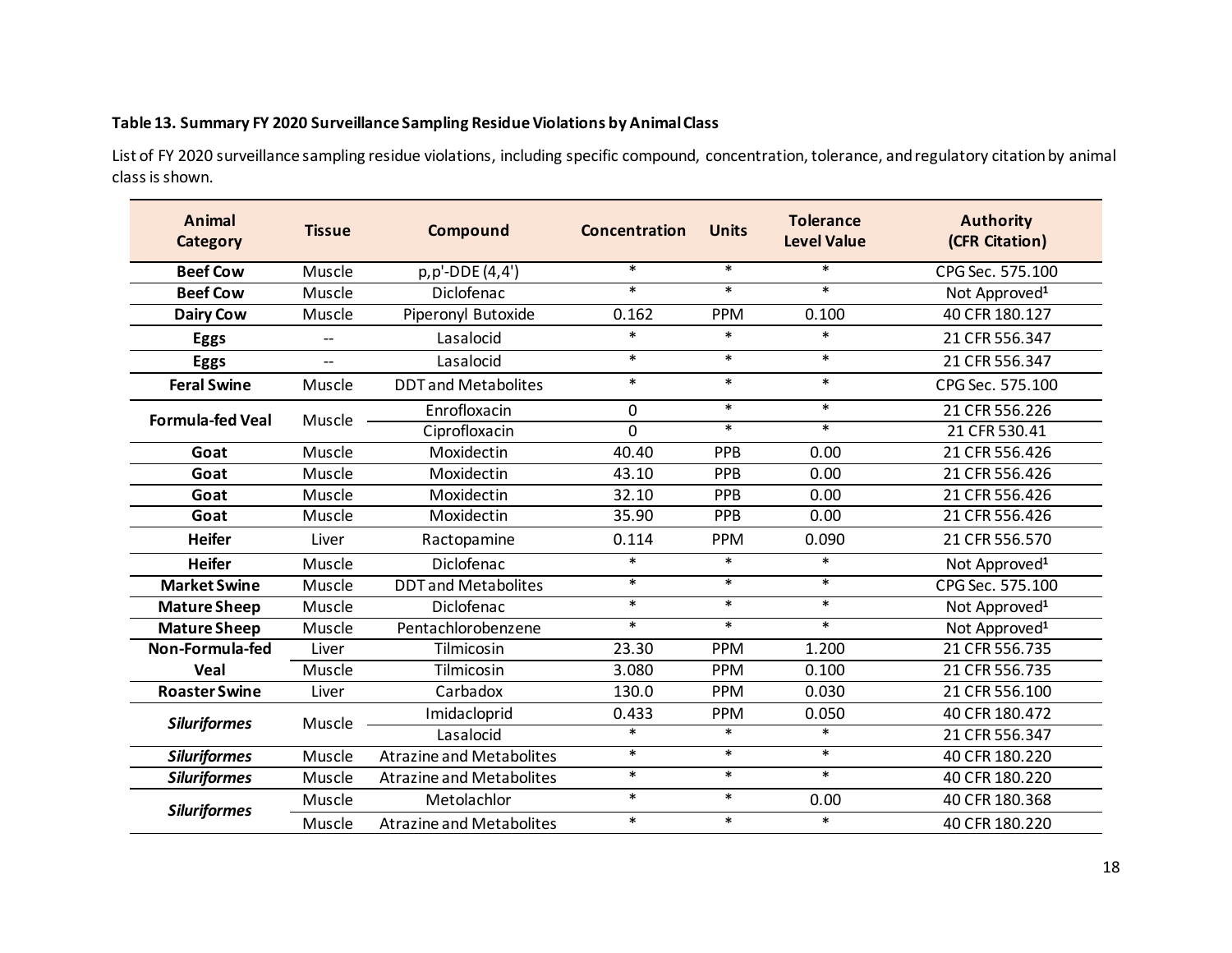**Table 13. Summary FY 2020 Surveillance Sampling Residue Violations by Animal Class**

List of FY 2020 surveillance sampling residue violations, including specific compound, concentration, tolerance, and regulatory citation by animal class is shown.

| Animal Category | Tissue | Compound | Concentration | Units | Tolerance Level Value | Authority (CFR Citation) |
|---|---|---|---|---|---|---|
| **Beef Cow** | Muscle | p,p'-DDE (4,4') | * | * | * | CPG Sec. 575.100 |
| **Beef Cow** | Muscle | Diclofenac | * | * | * | Not Approved[1] |
| **Dairy Cow** | Muscle | Piperonyl Butoxide | 0.162 | PPM | 0.100 | 40 CFR 180.127 |
| **Eggs** | -- | Lasalocid | * | * | * | 21 CFR 556.347 |
| **Eggs** | -- | Lasalocid | * | * | * | 21 CFR 556.347 |
| **Feral Swine** | Muscle | DDT and Metabolites | * | * | * | CPG Sec. 575.100 |
| **Formula-fed Veal** | Muscle | Enrofloxacin | 0 | * | * | 21 CFR 556.226 |
| | | Ciprofloxacin | 0 | * | * | 21 CFR 530.41 |
| **Goat** | Muscle | Moxidectin | 40.40 | PPB | 0.00 | 21 CFR 556.426 |
| **Goat** | Muscle | Moxidectin | 43.10 | PPB | 0.00 | 21 CFR 556.426 |
| **Goat** | Muscle | Moxidectin | 32.10 | PPB | 0.00 | 21 CFR 556.426 |
| **Goat** | Muscle | Moxidectin | 35.90 | PPB | 0.00 | 21 CFR 556.426 |
| **Heifer** | Liver | Ractopamine | 0.114 | PPM | 0.090 | 21 CFR 556.570 |
| **Heifer** | Muscle | Diclofenac | * | * | * | Not Approved[1] |
| **Market Swine** | Muscle | DDT and Metabolites | * | * | * | CPG Sec. 575.100 |
| **Mature Sheep** | Muscle | Diclofenac | * | * | * | Not Approved[1] |
| **Mature Sheep** | Muscle | Pentachlorobenzene | * | * | * | Not Approved[1] |
| **Non-Formula-fed Veal** | Liver | Tilmicosin | 23.30 | PPM | 1.200 | 21 CFR 556.735 |
| | Muscle | Tilmicosin | 3.080 | PPM | 0.100 | 21 CFR 556.735 |
| **Roaster Swine** | Liver | Carbadox | 130.0 | PPM | 0.030 | 21 CFR 556.100 |
| ***Siluriformes*** | Muscle | Imidacloprid | 0.433 | PPM | 0.050 | 40 CFR 180.472 |
| | | Lasalocid | * | * | * | 21 CFR 556.347 |
| ***Siluriformes*** | Muscle | Atrazine and Metabolites | * | * | * | 40 CFR 180.220 |
| ***Siluriformes*** | Muscle | Atrazine and Metabolites | * | * | * | 40 CFR 180.220 |
| ***Siluriformes*** | Muscle | Metolachlor | * | * | 0.00 | 40 CFR 180.368 |
| | Muscle | Atrazine and Metabolites | * | * | * | 40 CFR 180.220 |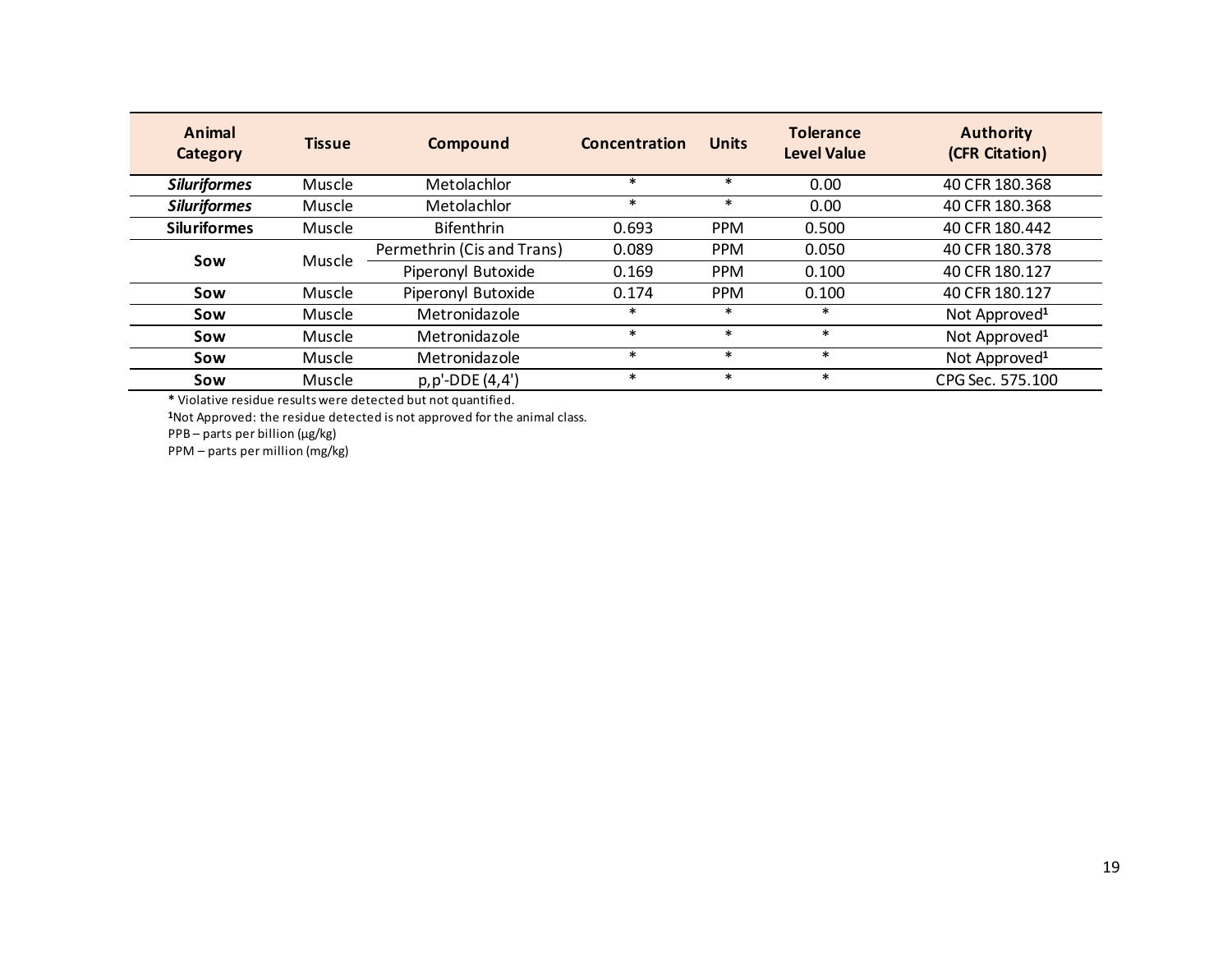| Animal Category | Tissue | Compound | Concentration | Units | Tolerance Level Value | Authority (CFR Citation) |
|---|---|---|---|---|---|---|
| ***Siluriformes*** | Muscle | Metolachlor | * | * | 0.00 | 40 CFR 180.368 |
| ***Siluriformes*** | Muscle | Metolachlor | * | * | 0.00 | 40 CFR 180.368 |
| **Siluriformes** | Muscle | Bifenthrin | 0.693 | PPM | 0.500 | 40 CFR 180.442 |
| **Sow** | Muscle | Permethrin (Cis and Trans) | 0.089 | PPM | 0.050 | 40 CFR 180.378 |
| | | Piperonyl Butoxide | 0.169 | PPM | 0.100 | 40 CFR 180.127 |
| **Sow** | Muscle | Piperonyl Butoxide | 0.174 | PPM | 0.100 | 40 CFR 180.127 |
| **Sow** | Muscle | Metronidazole | * | * | * | Not Approved[1] |
| **Sow** | Muscle | Metronidazole | * | * | * | Not Approved[1] |
| **Sow** | Muscle | Metronidazole | * | * | * | Not Approved[1] |
| **Sow** | Muscle | p,p'-DDE (4,4') | * | * | * | CPG Sec. 575.100 |

**\*** Violative residue results were detected but not quantified.

[1]Not Approved: the residue detected is not approved for the animal class.

PPB – parts per billion (µg/kg)

PPM – parts per million (mg/kg)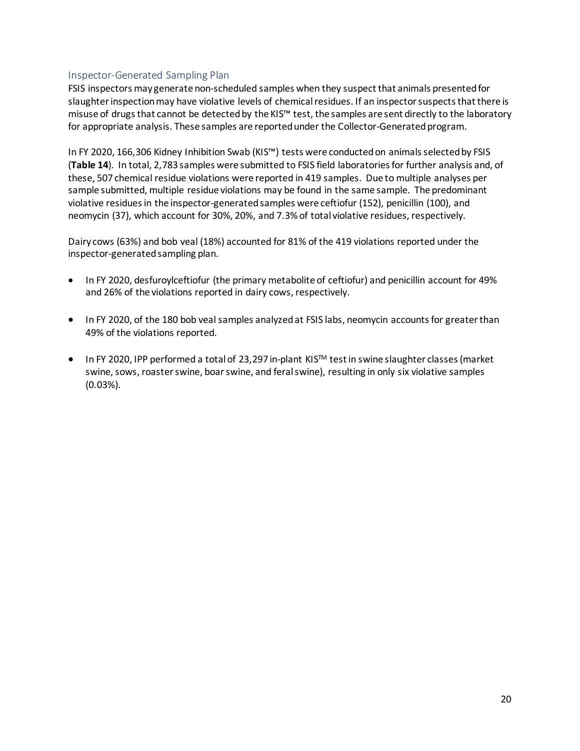### Inspector-Generated Sampling Plan

FSIS inspectors may generate non-scheduled samples when they suspect that animals presented for slaughter inspection may have violative levels of chemical residues. If an inspector suspects that there is misuse of drugs that cannot be detected by the KIS™ test, the samples are sent directly to the laboratory for appropriate analysis. These samples are reported under the Collector-Generated program.

In FY 2020, 166,306 Kidney Inhibition Swab (KIS™) tests were conducted on animals selected by FSIS (**Table 14**). In total, 2,783 samples were submitted to FSIS field laboratories for further analysis and, of these, 507 chemical residue violations were reported in 419 samples. Due to multiple analyses per sample submitted, multiple residue violations may be found in the same sample. The predominant violative residues in the inspector-generated samples were ceftiofur (152), penicillin (100), and neomycin (37), which account for 30%, 20%, and 7.3% of total violative residues, respectively.

Dairy cows (63%) and bob veal (18%) accounted for 81% of the 419 violations reported under the inspector-generated sampling plan.

- In FY 2020, desfuroylceftiofur (the primary metabolite of ceftiofur) and penicillin account for 49% and 26% of the violations reported in dairy cows, respectively.
- In FY 2020, of the 180 bob veal samples analyzed at FSIS labs, neomycin accounts for greater than 49% of the violations reported.
- In FY 2020, IPP performed a total of 23,297 in-plant KIS™ test in swine slaughter classes (market swine, sows, roaster swine, boar swine, and feral swine), resulting in only six violative samples (0.03%).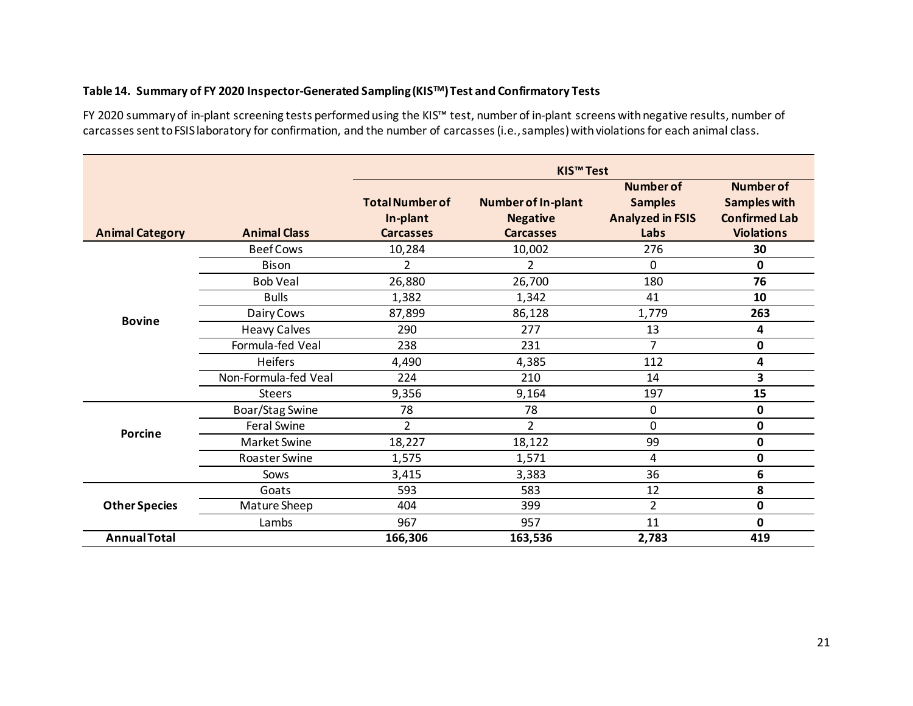**Table 14. Summary of FY 2020 Inspector-Generated Sampling (KIS™) Test and Confirmatory Tests**

FY 2020 summary of in-plant screening tests performed using the KIS™ test, number of in-plant screens with negative results, number of carcasses sent to FSIS laboratory for confirmation, and the number of carcasses (i.e., samples) with violations for each animal class.

| | | KIS™ Test | | | |
|---|---|---|---|---|---|
| **Animal Category** | **Animal Class** | **Total Number of In-plant Carcasses** | **Number of In-plant Negative Carcasses** | **Number of Samples Analyzed in FSIS Labs** | **Number of Samples with Confirmed Lab Violations** |
| **Bovine** | Beef Cows | 10,284 | 10,002 | 276 | **30** |
| | Bison | 2 | 2 | 0 | **0** |
| | Bob Veal | 26,880 | 26,700 | 180 | **76** |
| | Bulls | 1,382 | 1,342 | 41 | **10** |
| | Dairy Cows | 87,899 | 86,128 | 1,779 | **263** |
| | Heavy Calves | 290 | 277 | 13 | **4** |
| | Formula-fed Veal | 238 | 231 | 7 | **0** |
| | Heifers | 4,490 | 4,385 | 112 | **4** |
| | Non-Formula-fed Veal | 224 | 210 | 14 | **3** |
| | Steers | 9,356 | 9,164 | 197 | **15** |
| **Porcine** | Boar/Stag Swine | 78 | 78 | 0 | **0** |
| | Feral Swine | 2 | 2 | 0 | **0** |
| | Market Swine | 18,227 | 18,122 | 99 | **0** |
| | Roaster Swine | 1,575 | 1,571 | 4 | **0** |
| | Sows | 3,415 | 3,383 | 36 | **6** |
| **Other Species** | Goats | 593 | 583 | 12 | **8** |
| | Mature Sheep | 404 | 399 | 2 | **0** |
| | Lambs | 967 | 957 | 11 | **0** |
| **Annual Total** | | **166,306** | **163,536** | **2,783** | **419** |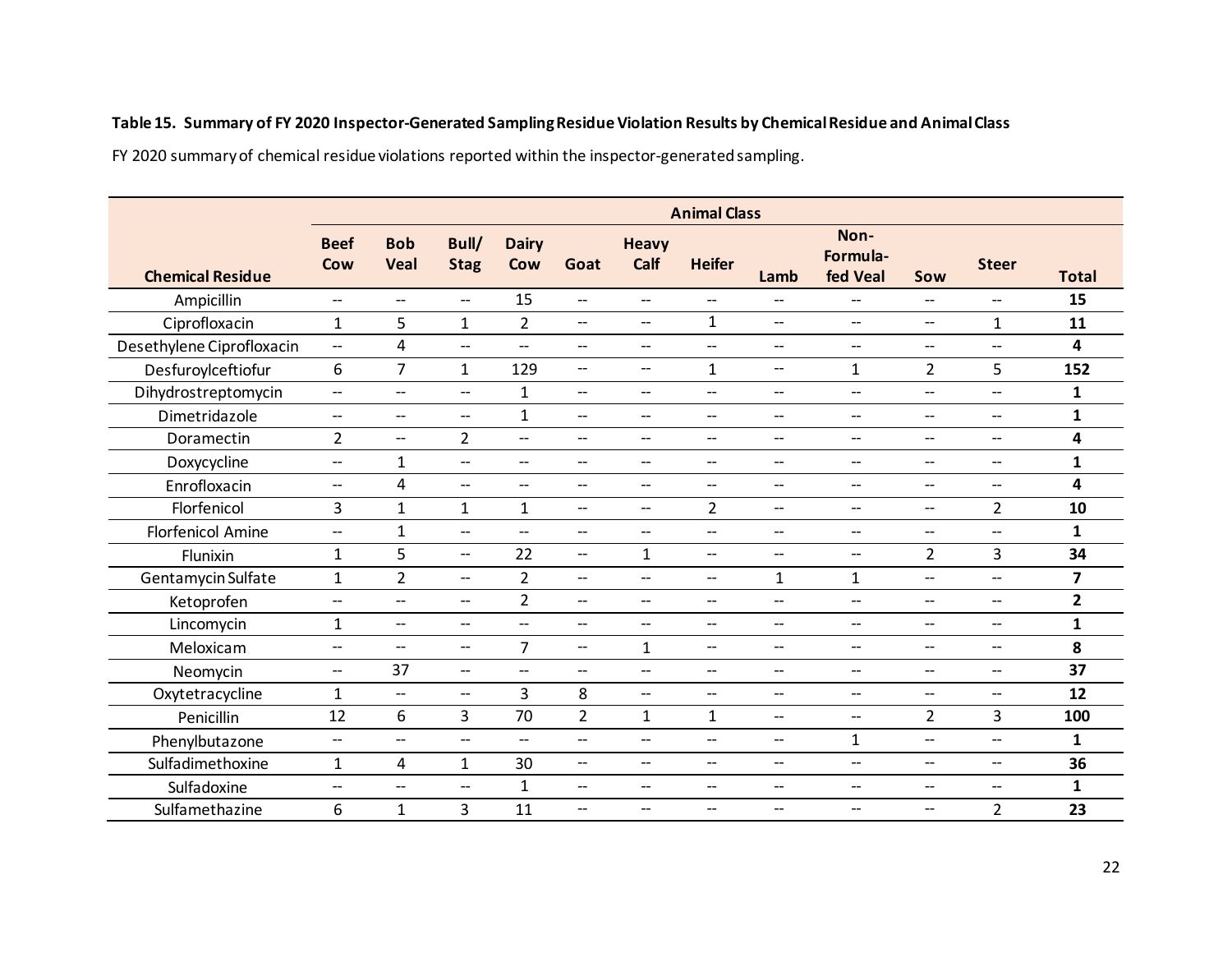**Table 15. Summary of FY 2020 Inspector-Generated Sampling Residue Violation Results by Chemical Residue and Animal Class**

FY 2020 summary of chemical residue violations reported within the inspector-generated sampling.

| Chemical Residue | Animal Class | | | | | | | | | | | |
|---|---|---|---|---|---|---|---|---|---|---|---|---|
| | Beef Cow | Bob Veal | Bull/ Stag | Dairy Cow | Goat | Heavy Calf | Heifer | Lamb | Non-Formula-fed Veal | Sow | Steer | **Total** |
| Ampicillin | -- | -- | -- | 15 | -- | -- | -- | -- | -- | -- | -- | **15** |
| Ciprofloxacin | 1 | 5 | 1 | 2 | -- | -- | 1 | -- | -- | -- | 1 | **11** |
| Desethylene Ciprofloxacin | -- | 4 | -- | -- | -- | -- | -- | -- | -- | -- | -- | **4** |
| Desfuroylceftiofur | 6 | 7 | 1 | 129 | -- | -- | 1 | -- | 1 | 2 | 5 | **152** |
| Dihydrostreptomycin | -- | -- | -- | 1 | -- | -- | -- | -- | -- | -- | -- | **1** |
| Dimetridazole | -- | -- | -- | 1 | -- | -- | -- | -- | -- | -- | -- | **1** |
| Doramectin | 2 | -- | 2 | -- | -- | -- | -- | -- | -- | -- | -- | **4** |
| Doxycycline | -- | 1 | -- | -- | -- | -- | -- | -- | -- | -- | -- | **1** |
| Enrofloxacin | -- | 4 | -- | -- | -- | -- | -- | -- | -- | -- | -- | **4** |
| Florfenicol | 3 | 1 | 1 | 1 | -- | -- | 2 | -- | -- | -- | 2 | **10** |
| Florfenicol Amine | -- | 1 | -- | -- | -- | -- | -- | -- | -- | -- | -- | **1** |
| Flunixin | 1 | 5 | -- | 22 | -- | 1 | -- | -- | -- | 2 | 3 | **34** |
| Gentamycin Sulfate | 1 | 2 | -- | 2 | -- | -- | -- | 1 | 1 | -- | -- | **7** |
| Ketoprofen | -- | -- | -- | 2 | -- | -- | -- | -- | -- | -- | -- | **2** |
| Lincomycin | 1 | -- | -- | -- | -- | -- | -- | -- | -- | -- | -- | **1** |
| Meloxicam | -- | -- | -- | 7 | -- | 1 | -- | -- | -- | -- | -- | **8** |
| Neomycin | -- | 37 | -- | -- | -- | -- | -- | -- | -- | -- | -- | **37** |
| Oxytetracycline | 1 | -- | -- | 3 | 8 | -- | -- | -- | -- | -- | -- | **12** |
| Penicillin | 12 | 6 | 3 | 70 | 2 | 1 | 1 | -- | -- | 2 | 3 | **100** |
| Phenylbutazone | -- | -- | -- | -- | -- | -- | -- | -- | 1 | -- | -- | **1** |
| Sulfadimethoxine | 1 | 4 | 1 | 30 | -- | -- | -- | -- | -- | -- | -- | **36** |
| Sulfadoxine | -- | -- | -- | 1 | -- | -- | -- | -- | -- | -- | -- | **1** |
| Sulfamethazine | 6 | 1 | 3 | 11 | -- | -- | -- | -- | -- | -- | 2 | **23** |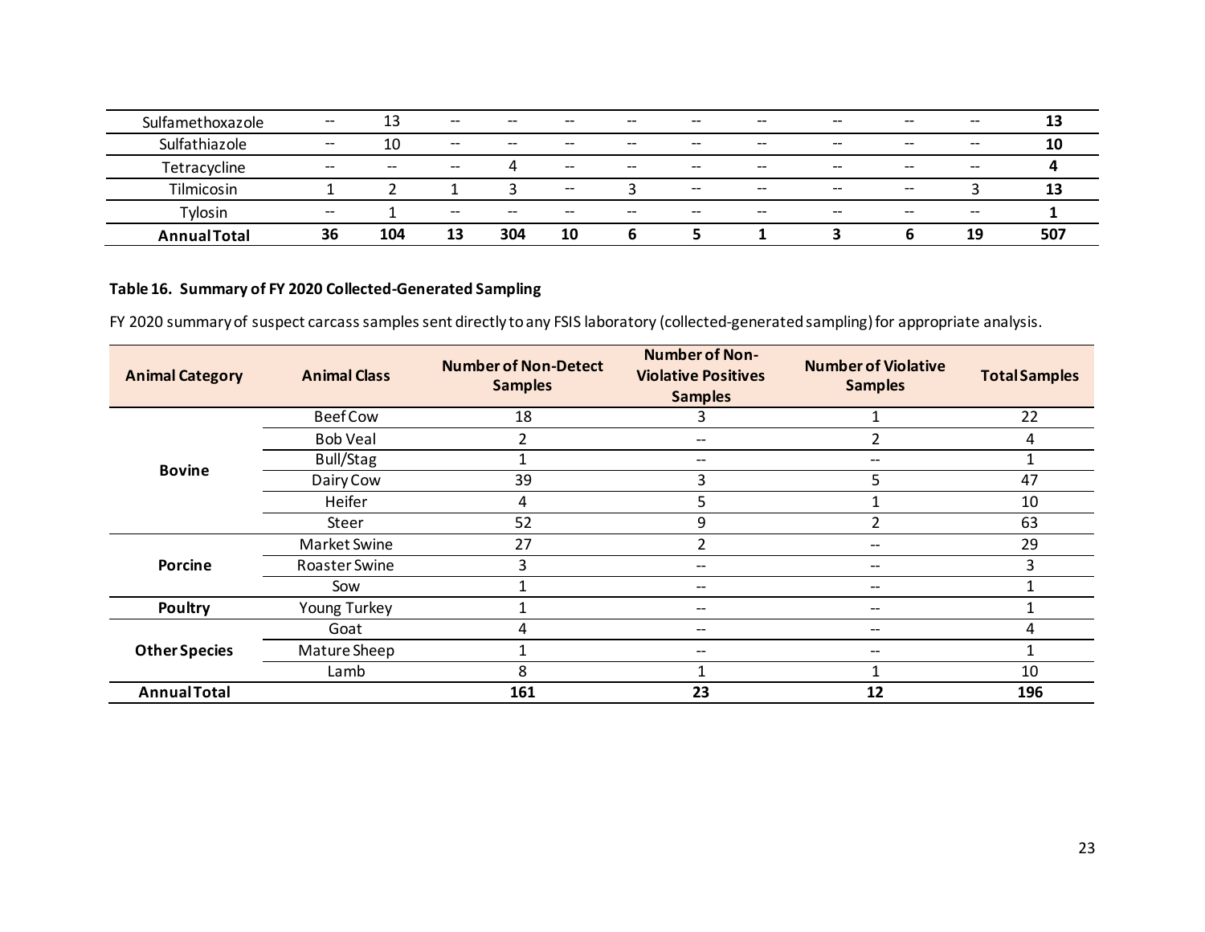| | | | | | | | | | | | | |
|---|---|---|---|---|---|---|---|---|---|---|---|---|
| Sulfamethoxazole | -- | 13 | -- | -- | -- | -- | -- | -- | -- | -- | -- | **13** |
| Sulfathiazole | -- | 10 | -- | -- | -- | -- | -- | -- | -- | -- | -- | **10** |
| Tetracycline | -- | -- | -- | 4 | -- | -- | -- | -- | -- | -- | -- | **4** |
| Tilmicosin | 1 | 2 | 1 | 3 | -- | 3 | -- | -- | -- | -- | 3 | **13** |
| Tylosin | -- | 1 | -- | -- | -- | -- | -- | -- | -- | -- | -- | **1** |
| **Annual Total** | **36** | **104** | **13** | **304** | **10** | **6** | **5** | **1** | **3** | **6** | **19** | **507** |

**Table 16. Summary of FY 2020 Collected-Generated Sampling**

FY 2020 summary of suspect carcass samples sent directly to any FSIS laboratory (collected-generated sampling) for appropriate analysis.

| Animal Category | Animal Class | Number of Non-Detect Samples | Number of Non-Violative Positives Samples | Number of Violative Samples | Total Samples |
|---|---|---|---|---|---|
| **Bovine** | Beef Cow | 18 | 3 | 1 | 22 |
| | Bob Veal | 2 | -- | 2 | 4 |
| | Bull/Stag | 1 | -- | -- | 1 |
| | Dairy Cow | 39 | 3 | 5 | 47 |
| | Heifer | 4 | 5 | 1 | 10 |
| | Steer | 52 | 9 | 2 | 63 |
| **Porcine** | Market Swine | 27 | 2 | -- | 29 |
| | Roaster Swine | 3 | -- | -- | 3 |
| | Sow | 1 | -- | -- | 1 |
| **Poultry** | Young Turkey | 1 | -- | -- | 1 |
| **Other Species** | Goat | 4 | -- | -- | 4 |
| | Mature Sheep | 1 | -- | -- | 1 |
| | Lamb | 8 | 1 | 1 | 10 |
| **Annual Total** | | **161** | **23** | **12** | **196** |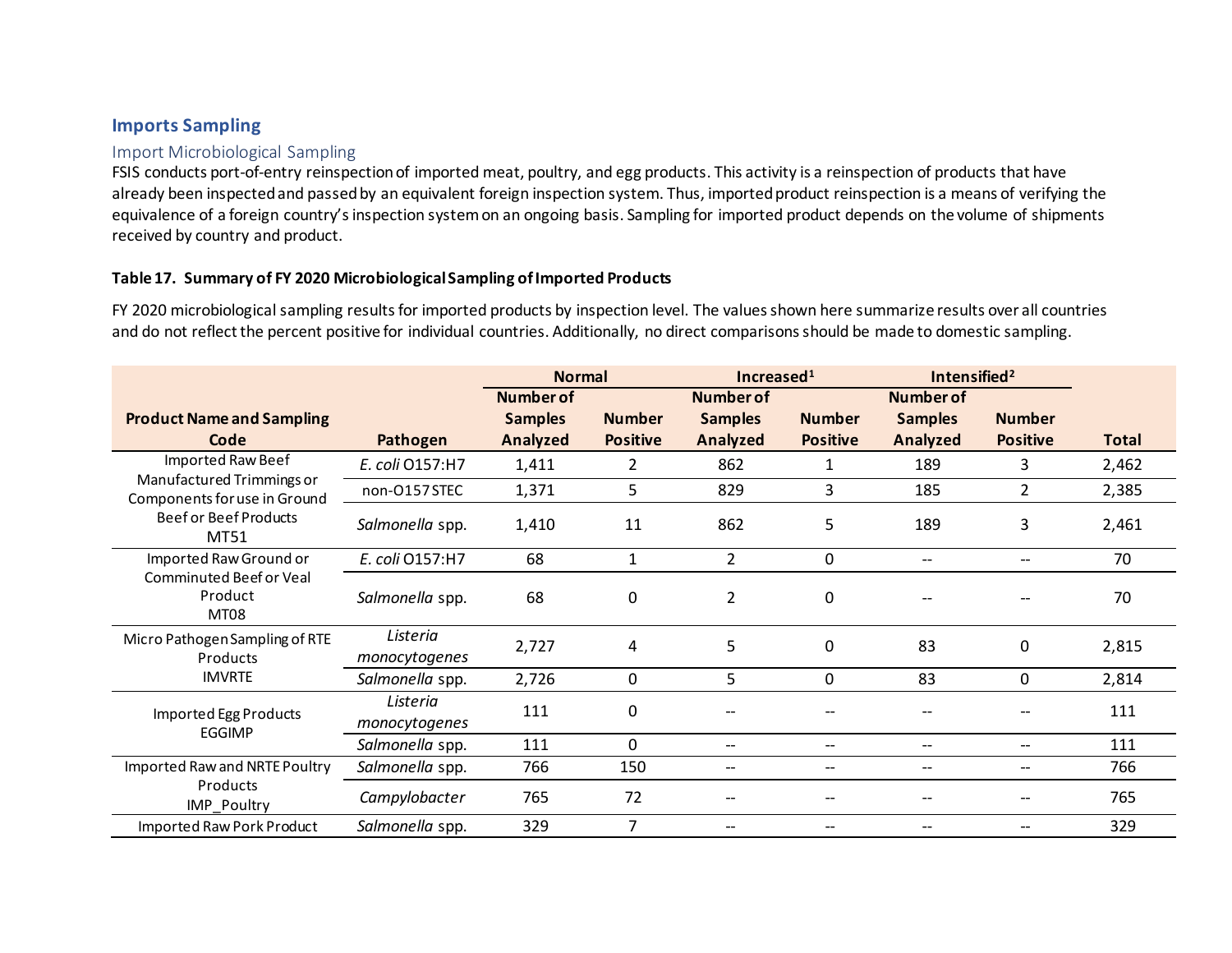## Imports Sampling

### Import Microbiological Sampling

FSIS conducts port-of-entry reinspection of imported meat, poultry, and egg products. This activity is a reinspection of products that have already been inspected and passed by an equivalent foreign inspection system. Thus, imported product reinspection is a means of verifying the equivalence of a foreign country's inspection system on an ongoing basis. Sampling for imported product depends on the volume of shipments received by country and product.

**Table 17. Summary of FY 2020 Microbiological Sampling of Imported Products**

FY 2020 microbiological sampling results for imported products by inspection level. The values shown here summarize results over all countries and do not reflect the percent positive for individual countries. Additionally, no direct comparisons should be made to domestic sampling.

| Product Name and Sampling Code | Pathogen | Normal | | Increased[1] | | Intensified[2] | | Total |
|---|---|---|---|---|---|---|---|---|
| | | Number of Samples Analyzed | Number Positive | Number of Samples Analyzed | Number Positive | Number of Samples Analyzed | Number Positive | |
| Imported Raw Beef Manufactured Trimmings or Components for use in Ground Beef or Beef Products MT51 | *E. coli* O157:H7 | 1,411 | 2 | 862 | 1 | 189 | 3 | 2,462 |
| | non-O157 STEC | 1,371 | 5 | 829 | 3 | 185 | 2 | 2,385 |
| | *Salmonella* spp. | 1,410 | 11 | 862 | 5 | 189 | 3 | 2,461 |
| Imported Raw Ground or Comminuted Beef or Veal Product MT08 | *E. coli* O157:H7 | 68 | 1 | 2 | 0 | -- | -- | 70 |
| | *Salmonella* spp. | 68 | 0 | 2 | 0 | -- | -- | 70 |
| Micro Pathogen Sampling of RTE Products IMVRTE | *Listeria monocytogenes* | 2,727 | 4 | 5 | 0 | 83 | 0 | 2,815 |
| | *Salmonella* spp. | 2,726 | 0 | 5 | 0 | 83 | 0 | 2,814 |
| Imported Egg Products EGGIMP | *Listeria monocytogenes* | 111 | 0 | -- | -- | -- | -- | 111 |
| | *Salmonella* spp. | 111 | 0 | -- | -- | -- | -- | 111 |
| Imported Raw and NRTE Poultry Products IMP_Poultry | *Salmonella* spp. | 766 | 150 | -- | -- | -- | -- | 766 |
| | *Campylobacter* | 765 | 72 | -- | -- | -- | -- | 765 |
| Imported Raw Pork Product | *Salmonella* spp. | 329 | 7 | -- | -- | -- | -- | 329 |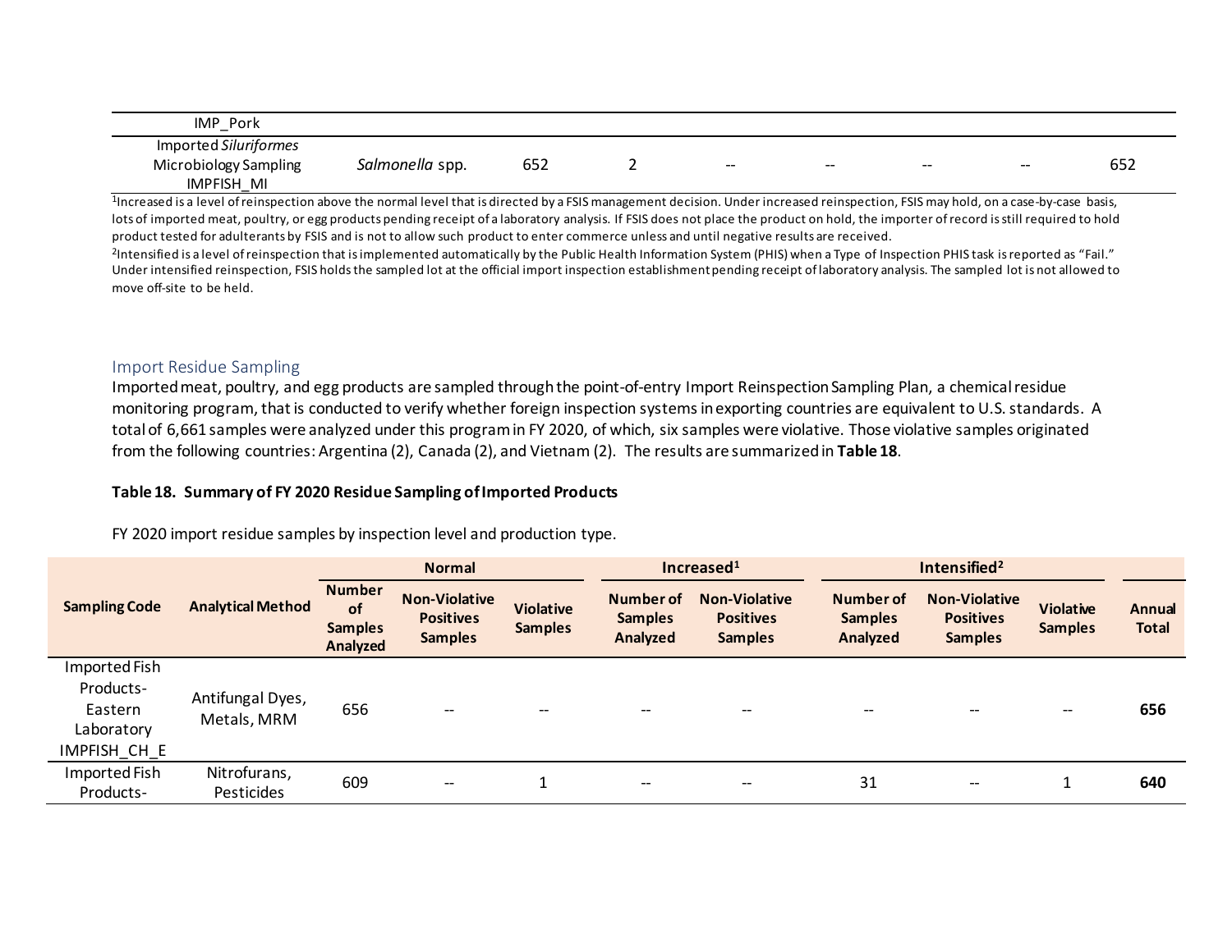| | | | | | | | | |
|---|---|---|---|---|---|---|---|---|
| IMP_Pork | | | | | | | | |
| Imported *Siluriformes* Microbiology Sampling IMPFISH_MI | *Salmonella* spp. | 652 | 2 | -- | -- | -- | -- | 652 |

[1]Increased is a level of reinspection above the normal level that is directed by a FSIS management decision. Under increased reinspection, FSIS may hold, on a case-by-case basis, lots of imported meat, poultry, or egg products pending receipt of a laboratory analysis. If FSIS does not place the product on hold, the importer of record is still required to hold product tested for adulterants by FSIS and is not to allow such product to enter commerce unless and until negative results are received.

[2]Intensified is a level of reinspection that is implemented automatically by the Public Health Information System (PHIS) when a Type of Inspection PHIS task is reported as "Fail." Under intensified reinspection, FSIS holds the sampled lot at the official import inspection establishment pending receipt of laboratory analysis. The sampled lot is not allowed to move off-site to be held.

## Import Residue Sampling

Imported meat, poultry, and egg products are sampled through the point-of-entry Import Reinspection Sampling Plan, a chemical residue monitoring program, that is conducted to verify whether foreign inspection systems in exporting countries are equivalent to U.S. standards. A total of 6,661 samples were analyzed under this program in FY 2020, of which, six samples were violative. Those violative samples originated from the following countries: Argentina (2), Canada (2), and Vietnam (2). The results are summarized in **Table 18**.

**Table 18. Summary of FY 2020 Residue Sampling of Imported Products**

FY 2020 import residue samples by inspection level and production type.

| Sampling Code | Analytical Method | Normal | | | Increased[1] | | Intensified[2] | | | Annual Total |
|---|---|---|---|---|---|---|---|---|---|---|
| | | Number of Samples Analyzed | Non-Violative Positives Samples | Violative Samples | Number of Samples Analyzed | Non-Violative Positives Samples | Number of Samples Analyzed | Non-Violative Positives Samples | Violative Samples | |
| Imported Fish Products-Eastern Laboratory IMPFISH_CH_E | Antifungal Dyes, Metals, MRM | 656 | -- | -- | -- | -- | -- | -- | -- | **656** |
| Imported Fish Products- | Nitrofurans, Pesticides | 609 | -- | 1 | -- | -- | 31 | -- | 1 | **640** |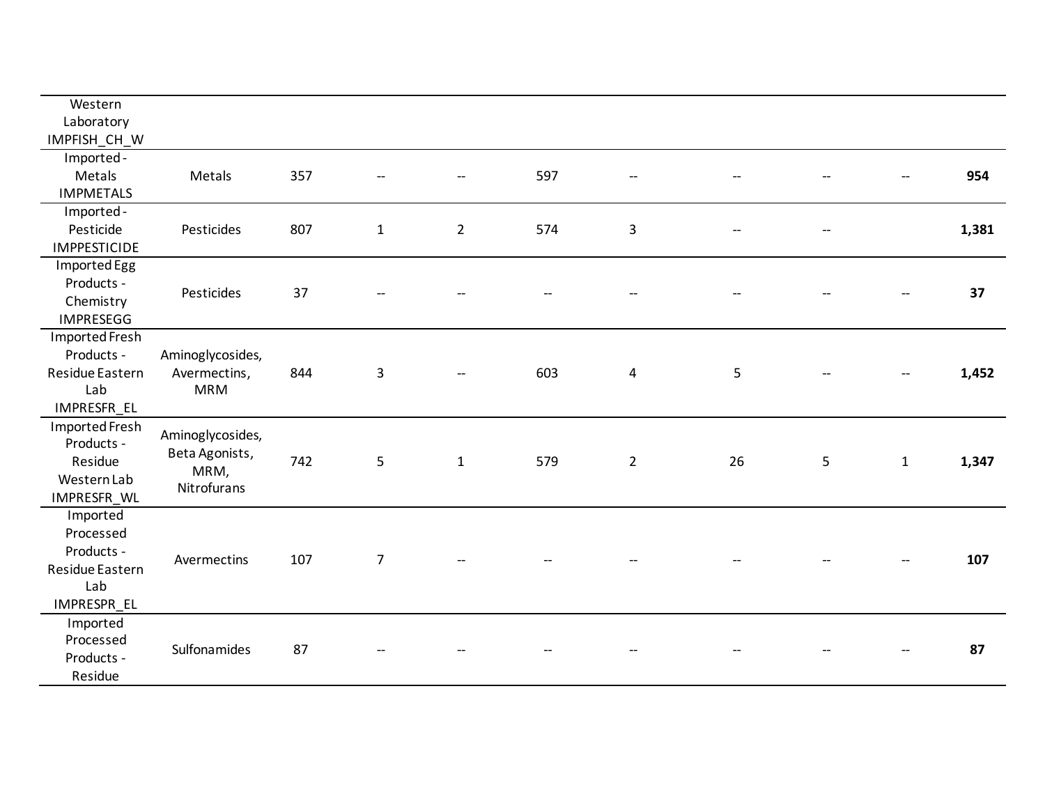| | | | | | | | | | | |
|---|---|---|---|---|---|---|---|---|---|---|
| Western Laboratory IMPFISH_CH_W | | | | | | | | | | |
| Imported - Metals IMPMETALS | Metals | 357 | -- | -- | 597 | -- | -- | -- | -- | **954** |
| Imported - Pesticide IMPPESTICIDE | Pesticides | 807 | 1 | 2 | 574 | 3 | -- | -- | | **1,381** |
| Imported Egg Products - Chemistry IMPRESEGG | Pesticides | 37 | -- | -- | -- | -- | -- | -- | -- | **37** |
| Imported Fresh Products - Residue Eastern Lab IMPRESFR_EL | Aminoglycosides, Avermectins, MRM | 844 | 3 | -- | 603 | 4 | 5 | -- | -- | **1,452** |
| Imported Fresh Products - Residue Western Lab IMPRESFR_WL | Aminoglycosides, Beta Agonists, MRM, Nitrofurans | 742 | 5 | 1 | 579 | 2 | 26 | 5 | 1 | **1,347** |
| Imported Processed Products - Residue Eastern Lab IMPRESPR_EL | Avermectins | 107 | 7 | -- | -- | -- | -- | -- | -- | **107** |
| Imported Processed Products - Residue | Sulfonamides | 87 | -- | -- | -- | -- | -- | -- | -- | **87** |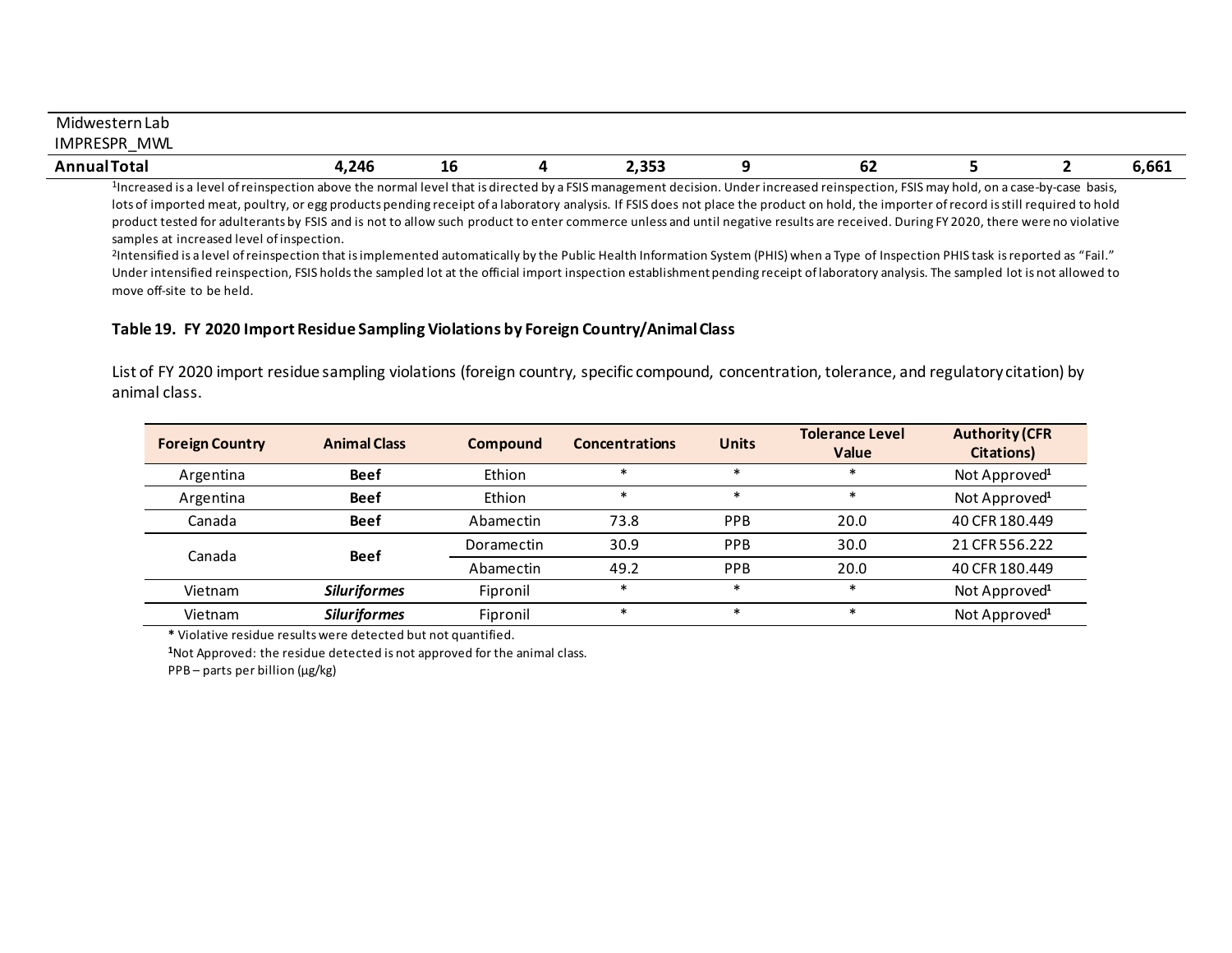| | | | | | | | | |
|---|---|---|---|---|---|---|---|---|
| Midwestern Lab IMPRESPR_MWL | | | | | | | | |
| **Annual Total** | **4,246** | **16** | **4** | **2,353** | **9** | **62** | **5** | **2** | **6,661** |

[1]Increased is a level of reinspection above the normal level that is directed by a FSIS management decision. Under increased reinspection, FSIS may hold, on a case-by-case basis, lots of imported meat, poultry, or egg products pending receipt of a laboratory analysis. If FSIS does not place the product on hold, the importer of record is still required to hold product tested for adulterants by FSIS and is not to allow such product to enter commerce unless and until negative results are received. During FY 2020, there were no violative samples at increased level of inspection.

[2]Intensified is a level of reinspection that is implemented automatically by the Public Health Information System (PHIS) when a Type of Inspection PHIS task is reported as "Fail." Under intensified reinspection, FSIS holds the sampled lot at the official import inspection establishment pending receipt of laboratory analysis. The sampled lot is not allowed to move off-site to be held.

### Table 19. FY 2020 Import Residue Sampling Violations by Foreign Country/Animal Class

List of FY 2020 import residue sampling violations (foreign country, specific compound, concentration, tolerance, and regulatory citation) by animal class.

| Foreign Country | Animal Class | Compound | Concentrations | Units | Tolerance Level Value | Authority (CFR Citations) |
|---|---|---|---|---|---|---|
| Argentina | **Beef** | Ethion | * | * | * | Not Approved[1] |
| Argentina | **Beef** | Ethion | * | * | * | Not Approved[1] |
| Canada | **Beef** | Abamectin | 73.8 | PPB | 20.0 | 40 CFR 180.449 |
| Canada | **Beef** | Doramectin | 30.9 | PPB | 30.0 | 21 CFR 556.222 |
| | | Abamectin | 49.2 | PPB | 20.0 | 40 CFR 180.449 |
| Vietnam | ***Siluriformes*** | Fipronil | * | * | * | Not Approved[1] |
| Vietnam | ***Siluriformes*** | Fipronil | * | * | * | Not Approved[1] |

**\*** Violative residue results were detected but not quantified.

[1]Not Approved: the residue detected is not approved for the animal class.

PPB – parts per billion (µg/kg)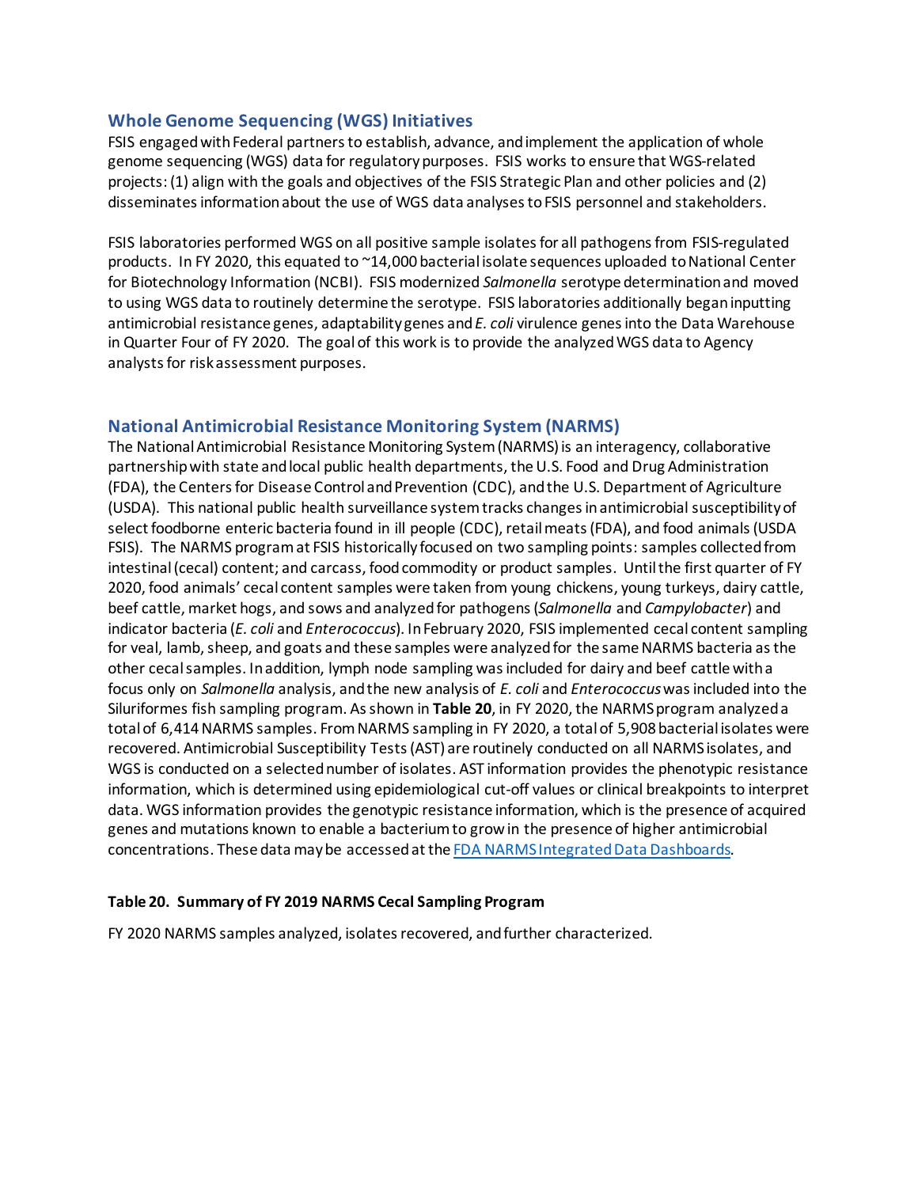## Whole Genome Sequencing (WGS) Initiatives

FSIS engaged with Federal partners to establish, advance, and implement the application of whole genome sequencing (WGS) data for regulatory purposes. FSIS works to ensure that WGS-related projects: (1) align with the goals and objectives of the FSIS Strategic Plan and other policies and (2) disseminates information about the use of WGS data analyses to FSIS personnel and stakeholders.

FSIS laboratories performed WGS on all positive sample isolates for all pathogens from FSIS-regulated products. In FY 2020, this equated to ~14,000 bacterial isolate sequences uploaded to National Center for Biotechnology Information (NCBI). FSIS modernized *Salmonella* serotype determination and moved to using WGS data to routinely determine the serotype. FSIS laboratories additionally began inputting antimicrobial resistance genes, adaptability genes and *E. coli* virulence genes into the Data Warehouse in Quarter Four of FY 2020. The goal of this work is to provide the analyzed WGS data to Agency analysts for risk assessment purposes.

## National Antimicrobial Resistance Monitoring System (NARMS)

The National Antimicrobial Resistance Monitoring System (NARMS) is an interagency, collaborative partnership with state and local public health departments, the U.S. Food and Drug Administration (FDA), the Centers for Disease Control and Prevention (CDC), and the U.S. Department of Agriculture (USDA). This national public health surveillance system tracks changes in antimicrobial susceptibility of select foodborne enteric bacteria found in ill people (CDC), retail meats (FDA), and food animals (USDA FSIS). The NARMS program at FSIS historically focused on two sampling points: samples collected from intestinal (cecal) content; and carcass, food commodity or product samples. Until the first quarter of FY 2020, food animals' cecal content samples were taken from young chickens, young turkeys, dairy cattle, beef cattle, market hogs, and sows and analyzed for pathogens (*Salmonella* and *Campylobacter*) and indicator bacteria (*E. coli* and *Enterococcus*). In February 2020, FSIS implemented cecal content sampling for veal, lamb, sheep, and goats and these samples were analyzed for the same NARMS bacteria as the other cecal samples. In addition, lymph node sampling was included for dairy and beef cattle with a focus only on *Salmonella* analysis, and the new analysis of *E. coli* and *Enterococcus* was included into the Siluriformes fish sampling program. As shown in **Table 20**, in FY 2020, the NARMS program analyzed a total of 6,414 NARMS samples. From NARMS sampling in FY 2020, a total of 5,908 bacterial isolates were recovered. Antimicrobial Susceptibility Tests (AST) are routinely conducted on all NARMS isolates, and WGS is conducted on a selected number of isolates. AST information provides the phenotypic resistance information, which is determined using epidemiological cut-off values or clinical breakpoints to interpret data. WGS information provides the genotypic resistance information, which is the presence of acquired genes and mutations known to enable a bacterium to grow in the presence of higher antimicrobial concentrations. These data may be accessed at the [FDA NARMS Integrated Data Dashboards](FDA NARMS Integrated Data Dashboards).

**Table 20. Summary of FY 2019 NARMS Cecal Sampling Program**

FY 2020 NARMS samples analyzed, isolates recovered, and further characterized.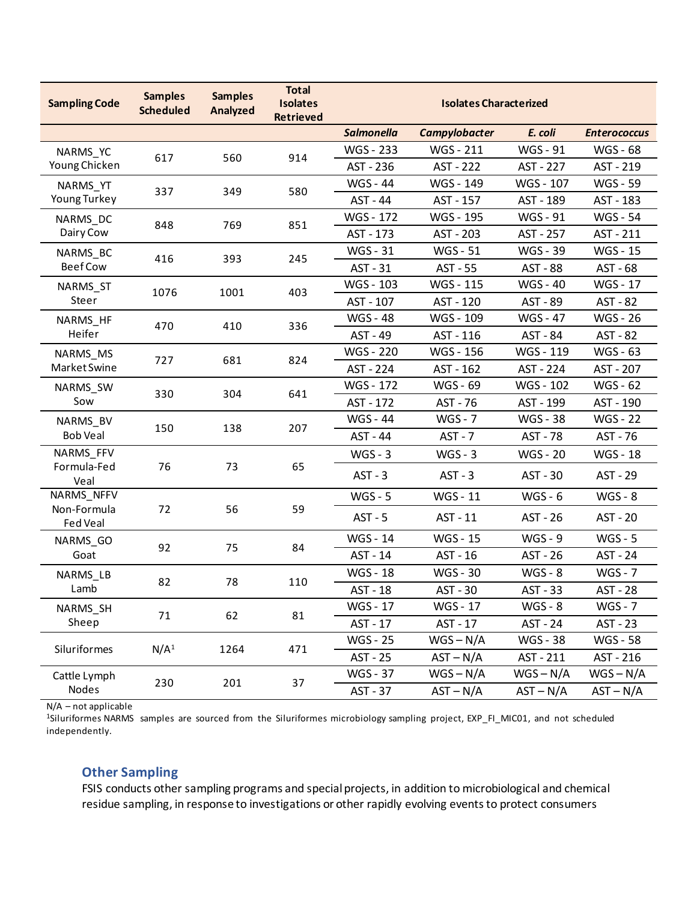| Sampling Code | Samples Scheduled | Samples Analyzed | Total Isolates Retrieved | Isolates Characterized | | | |
|---|---|---|---|---|---|---|---|
| | | | | *Salmonella* | *Campylobacter* | *E. coli* | *Enterococcus* |
| NARMS_YC Young Chicken | 617 | 560 | 914 | WGS - 233 | WGS - 211 | WGS - 91 | WGS - 68 |
| | | | | AST - 236 | AST - 222 | AST - 227 | AST - 219 |
| NARMS_YT Young Turkey | 337 | 349 | 580 | WGS - 44 | WGS - 149 | WGS - 107 | WGS - 59 |
| | | | | AST - 44 | AST - 157 | AST - 189 | AST - 183 |
| NARMS_DC Dairy Cow | 848 | 769 | 851 | WGS - 172 | WGS - 195 | WGS - 91 | WGS - 54 |
| | | | | AST - 173 | AST - 203 | AST - 257 | AST - 211 |
| NARMS_BC Beef Cow | 416 | 393 | 245 | WGS - 31 | WGS - 51 | WGS - 39 | WGS - 15 |
| | | | | AST - 31 | AST - 55 | AST - 88 | AST - 68 |
| NARMS_ST Steer | 1076 | 1001 | 403 | WGS - 103 | WGS - 115 | WGS - 40 | WGS - 17 |
| | | | | AST - 107 | AST - 120 | AST - 89 | AST - 82 |
| NARMS_HF Heifer | 470 | 410 | 336 | WGS - 48 | WGS - 109 | WGS - 47 | WGS - 26 |
| | | | | AST - 49 | AST - 116 | AST - 84 | AST - 82 |
| NARMS_MS Market Swine | 727 | 681 | 824 | WGS - 220 | WGS - 156 | WGS - 119 | WGS - 63 |
| | | | | AST - 224 | AST - 162 | AST - 224 | AST - 207 |
| NARMS_SW Sow | 330 | 304 | 641 | WGS - 172 | WGS - 69 | WGS - 102 | WGS - 62 |
| | | | | AST - 172 | AST - 76 | AST - 199 | AST - 190 |
| NARMS_BV Bob Veal | 150 | 138 | 207 | WGS - 44 | WGS - 7 | WGS - 38 | WGS - 22 |
| | | | | AST - 44 | AST - 7 | AST - 78 | AST - 76 |
| NARMS_FFV Formula-Fed Veal | 76 | 73 | 65 | WGS - 3 | WGS - 3 | WGS - 20 | WGS - 18 |
| | | | | AST - 3 | AST - 3 | AST - 30 | AST - 29 |
| NARMS_NFFV Non-Formula Fed Veal | 72 | 56 | 59 | WGS - 5 | WGS - 11 | WGS - 6 | WGS - 8 |
| | | | | AST - 5 | AST - 11 | AST - 26 | AST - 20 |
| NARMS_GO Goat | 92 | 75 | 84 | WGS - 14 | WGS - 15 | WGS - 9 | WGS - 5 |
| | | | | AST - 14 | AST - 16 | AST - 26 | AST - 24 |
| NARMS_LB Lamb | 82 | 78 | 110 | WGS - 18 | WGS - 30 | WGS - 8 | WGS - 7 |
| | | | | AST - 18 | AST - 30 | AST - 33 | AST - 28 |
| NARMS_SH Sheep | 71 | 62 | 81 | WGS - 17 | WGS - 17 | WGS - 8 | WGS - 7 |
| | | | | AST - 17 | AST - 17 | AST - 24 | AST - 23 |
| Siluriformes | N/A[1] | 1264 | 471 | WGS - 25 | WGS – N/A | WGS - 38 | WGS - 58 |
| | | | | AST - 25 | AST – N/A | AST - 211 | AST - 216 |
| Cattle Lymph Nodes | 230 | 201 | 37 | WGS - 37 | WGS – N/A | WGS – N/A | WGS – N/A |
| | | | | AST - 37 | AST – N/A | AST – N/A | AST – N/A |

N/A – not applicable

[1]Siluriformes NARMS samples are sourced from the Siluriformes microbiology sampling project, EXP_FI_MIC01, and not scheduled independently.

## Other Sampling

FSIS conducts other sampling programs and special projects, in addition to microbiological and chemical residue sampling, in response to investigations or other rapidly evolving events to protect consumers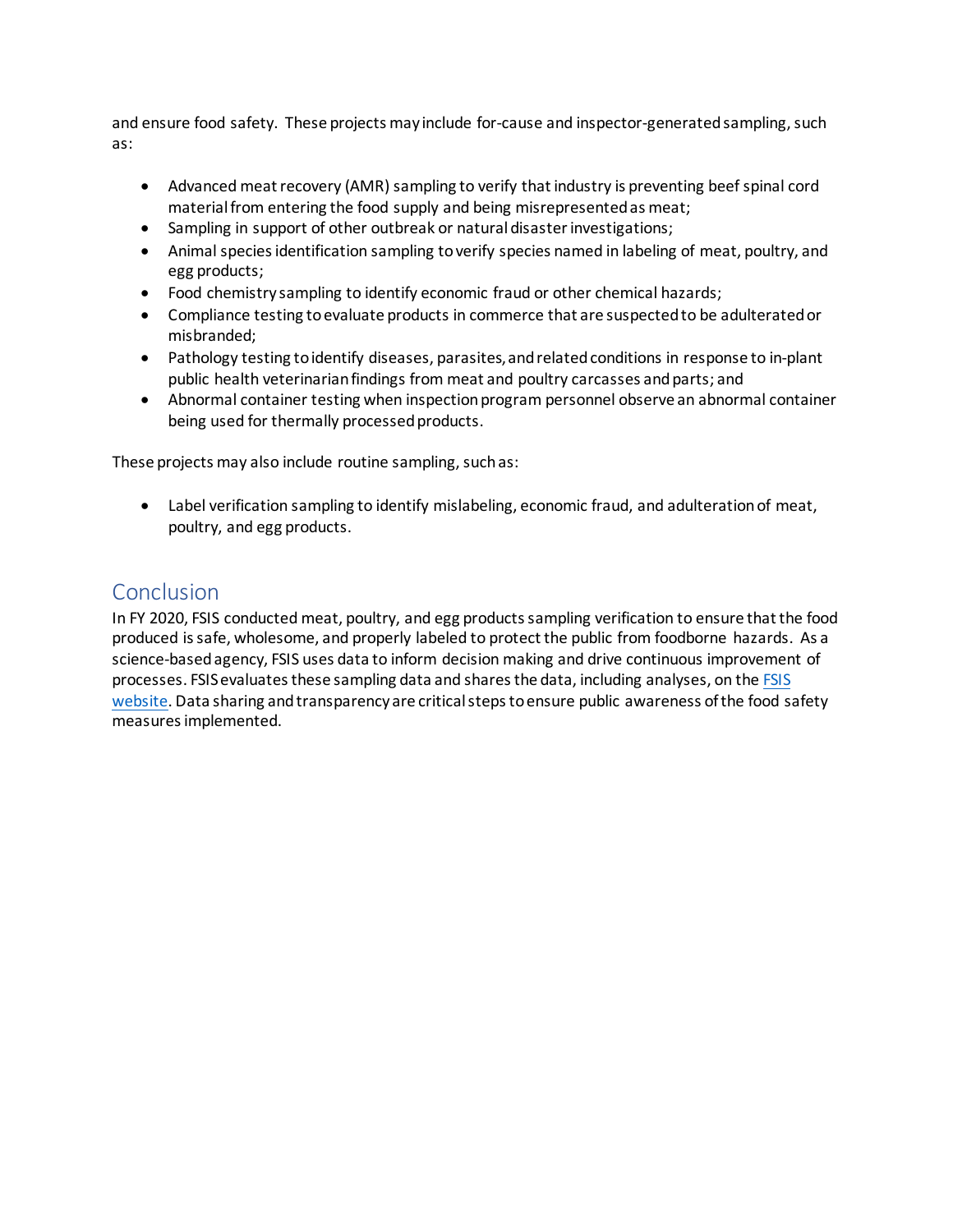and ensure food safety. These projects may include for-cause and inspector-generated sampling, such as:

- Advanced meat recovery (AMR) sampling to verify that industry is preventing beef spinal cord material from entering the food supply and being misrepresented as meat;
- Sampling in support of other outbreak or natural disaster investigations;
- Animal species identification sampling to verify species named in labeling of meat, poultry, and egg products;
- Food chemistry sampling to identify economic fraud or other chemical hazards;
- Compliance testing to evaluate products in commerce that are suspected to be adulterated or misbranded;
- Pathology testing to identify diseases, parasites, and related conditions in response to in-plant public health veterinarian findings from meat and poultry carcasses and parts; and
- Abnormal container testing when inspection program personnel observe an abnormal container being used for thermally processed products.

These projects may also include routine sampling, such as:

- Label verification sampling to identify mislabeling, economic fraud, and adulteration of meat, poultry, and egg products.

## Conclusion

In FY 2020, FSIS conducted meat, poultry, and egg products sampling verification to ensure that the food produced is safe, wholesome, and properly labeled to protect the public from foodborne hazards. As a science-based agency, FSIS uses data to inform decision making and drive continuous improvement of processes. FSIS evaluates these sampling data and shares the data, including analyses, on the FSIS website. Data sharing and transparency are critical steps to ensure public awareness of the food safety measures implemented.